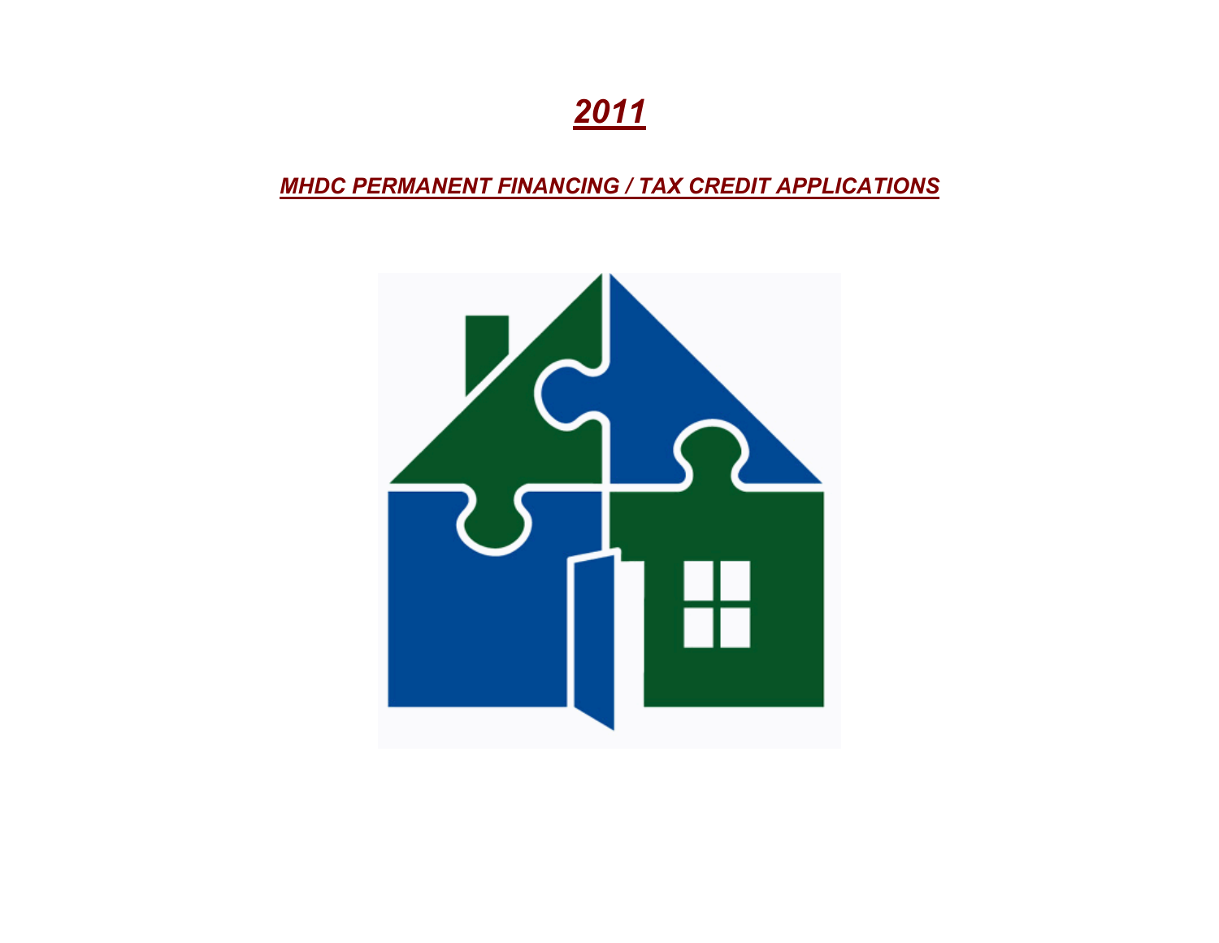# *2011*

## *MHDC PERMANENT FINANCING / TAX CREDIT APPLICATIONS*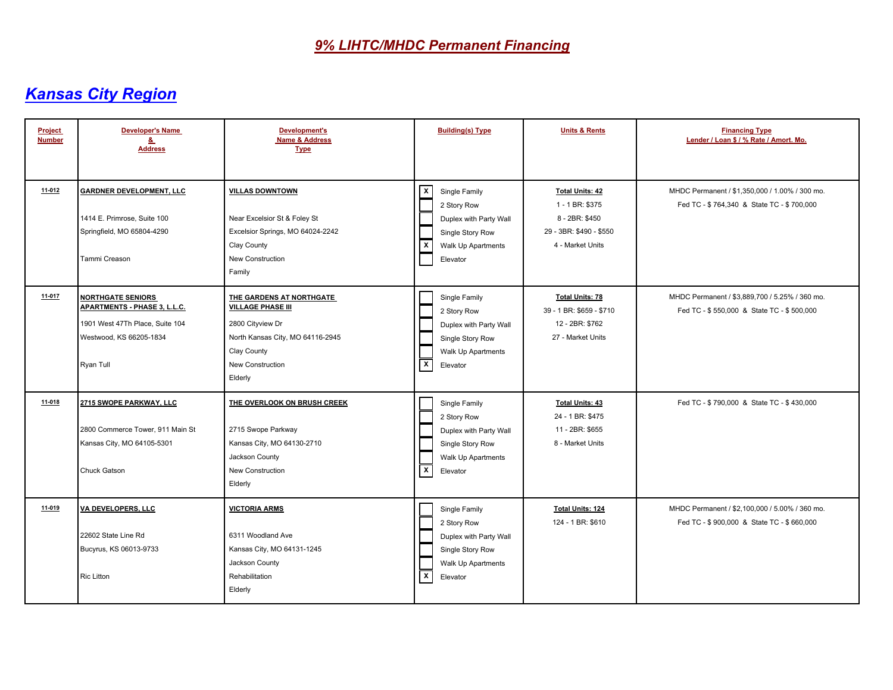# *9% LIHTC/MHDC Permanent Financing*

## *Kansas City Region*

| Project Number | Developer's Name & Address | Development's Name & Address Type | Building(s) Type | Units & Rents | Financing Type Lender / Loan $ / % Rate / Amort. Mo. |
|---|---|---|---|---|---|
| **11-012** | **GARDNER DEVELOPMENT, LLC**<br><br>1414 E. Primrose, Suite 100<br>Springfield, MO 65804-4290<br><br>Tammi Creason | **VILLAS DOWNTOWN**<br><br>Near Excelsior St & Foley St<br>Excelsior Springs, MO 64024-2242<br>Clay County<br>New Construction<br>Family | [X] Single Family<br>[ ] 2 Story Row<br>[ ] Duplex with Party Wall<br>[ ] Single Story Row<br>[X] Walk Up Apartments<br>[ ] Elevator | **Total Units: 42**<br>1 - 1 BR: $375<br>8 - 2BR: $450<br>29 - 3BR: $490 - $550<br>4 - Market Units | MHDC Permanent / $1,350,000 / 1.00% / 300 mo.<br>Fed TC - $ 764,340 & State TC - $ 700,000 |
| **11-017** | **NORTHGATE SENIORS APARTMENTS - PHASE 3, L.L.C.**<br>1901 West 47Th Place, Suite 104<br>Westwood, KS 66205-1834<br><br>Ryan Tull | **THE GARDENS AT NORTHGATE VILLAGE PHASE III**<br>2800 Cityview Dr<br>North Kansas City, MO 64116-2945<br>Clay County<br>New Construction<br>Elderly | [ ] Single Family<br>[ ] 2 Story Row<br>[ ] Duplex with Party Wall<br>[ ] Single Story Row<br>[ ] Walk Up Apartments<br>[X] Elevator | **Total Units: 78**<br>39 - 1 BR: $659 - $710<br>12 - 2BR: $762<br>27 - Market Units | MHDC Permanent / $3,889,700 / 5.25% / 360 mo.<br>Fed TC - $ 550,000 & State TC - $ 500,000 |
| **11-018** | **2715 SWOPE PARKWAY, LLC**<br><br>2800 Commerce Tower, 911 Main St<br>Kansas City, MO 64105-5301<br><br>Chuck Gatson | **THE OVERLOOK ON BRUSH CREEK**<br><br>2715 Swope Parkway<br>Kansas City, MO 64130-2710<br>Jackson County<br>New Construction<br>Elderly | [ ] Single Family<br>[ ] 2 Story Row<br>[ ] Duplex with Party Wall<br>[ ] Single Story Row<br>[ ] Walk Up Apartments<br>[X] Elevator | **Total Units: 43**<br>24 - 1 BR: $475<br>11 - 2BR: $655<br>8 - Market Units | Fed TC - $ 790,000 & State TC - $ 430,000 |
| **11-019** | **VA DEVELOPERS, LLC**<br><br>22602 State Line Rd<br>Bucyrus, KS 06013-9733<br><br>Ric Litton | **VICTORIA ARMS**<br><br>6311 Woodland Ave<br>Kansas City, MO 64131-1245<br>Jackson County<br>Rehabilitation<br>Elderly | [ ] Single Family<br>[ ] 2 Story Row<br>[ ] Duplex with Party Wall<br>[ ] Single Story Row<br>[ ] Walk Up Apartments<br>[X] Elevator | **Total Units: 124**<br>124 - 1 BR: $610 | MHDC Permanent / $2,100,000 / 5.00% / 360 mo.<br>Fed TC - $ 900,000 & State TC - $ 660,000 |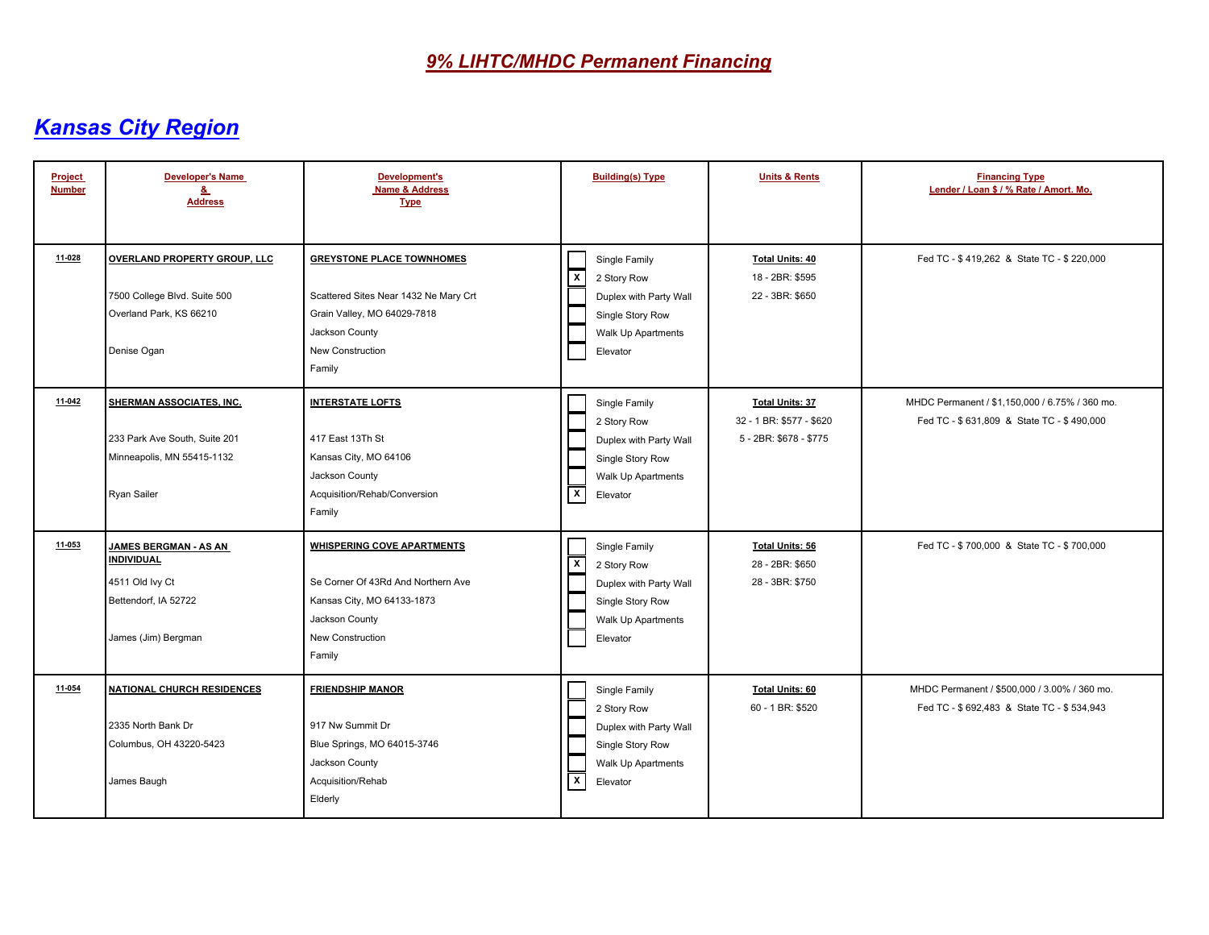# 9% LIHTC/MHDC Permanent Financing

## Kansas City Region

| Project Number | Developer's Name & Address | Development's Name & Address Type | Building(s) Type | Units & Rents | Financing Type Lender / Loan $ / % Rate / Amort. Mo. |
|---|---|---|---|---|---|
| 11-028 | **OVERLAND PROPERTY GROUP, LLC**<br><br>7500 College Blvd. Suite 500<br>Overland Park, KS 66210<br><br>Denise Ogan | **GREYSTONE PLACE TOWNHOMES**<br><br>Scattered Sites Near 1432 Ne Mary Crt<br>Grain Valley, MO 64029-7818<br>Jackson County<br>New Construction<br>Family | [ ] Single Family<br>[X] 2 Story Row<br>[ ] Duplex with Party Wall<br>[ ] Single Story Row<br>[ ] Walk Up Apartments<br>[ ] Elevator | **Total Units: 40**<br>18 - 2BR: $595<br>22 - 3BR: $650 | Fed TC - $ 419,262 & State TC - $ 220,000 |
| 11-042 | **SHERMAN ASSOCIATES, INC.**<br><br>233 Park Ave South, Suite 201<br>Minneapolis, MN 55415-1132<br><br>Ryan Sailer | **INTERSTATE LOFTS**<br><br>417 East 13Th St<br>Kansas City, MO 64106<br>Jackson County<br>Acquisition/Rehab/Conversion<br>Family | [ ] Single Family<br>[ ] 2 Story Row<br>[ ] Duplex with Party Wall<br>[ ] Single Story Row<br>[ ] Walk Up Apartments<br>[X] Elevator | **Total Units: 37**<br>32 - 1 BR: $577 - $620<br>5 - 2BR: $678 - $775 | MHDC Permanent / $1,150,000 / 6.75% / 360 mo.<br>Fed TC - $ 631,809 & State TC - $ 490,000 |
| 11-053 | **JAMES BERGMAN - AS AN INDIVIDUAL**<br>4511 Old Ivy Ct<br>Bettendorf, IA 52722<br><br>James (Jim) Bergman | **WHISPERING COVE APARTMENTS**<br><br>Se Corner Of 43Rd And Northern Ave<br>Kansas City, MO 64133-1873<br>Jackson County<br>New Construction<br>Family | [ ] Single Family<br>[X] 2 Story Row<br>[ ] Duplex with Party Wall<br>[ ] Single Story Row<br>[ ] Walk Up Apartments<br>[ ] Elevator | **Total Units: 56**<br>28 - 2BR: $650<br>28 - 3BR: $750 | Fed TC - $ 700,000 & State TC - $ 700,000 |
| 11-054 | **NATIONAL CHURCH RESIDENCES**<br><br>2335 North Bank Dr<br>Columbus, OH 43220-5423<br><br>James Baugh | **FRIENDSHIP MANOR**<br><br>917 Nw Summit Dr<br>Blue Springs, MO 64015-3746<br>Jackson County<br>Acquisition/Rehab<br>Elderly | [ ] Single Family<br>[ ] 2 Story Row<br>[ ] Duplex with Party Wall<br>[ ] Single Story Row<br>[ ] Walk Up Apartments<br>[X] Elevator | **Total Units: 60**<br>60 - 1 BR: $520 | MHDC Permanent / $500,000 / 3.00% / 360 mo.<br>Fed TC - $ 692,483 & State TC - $ 534,943 |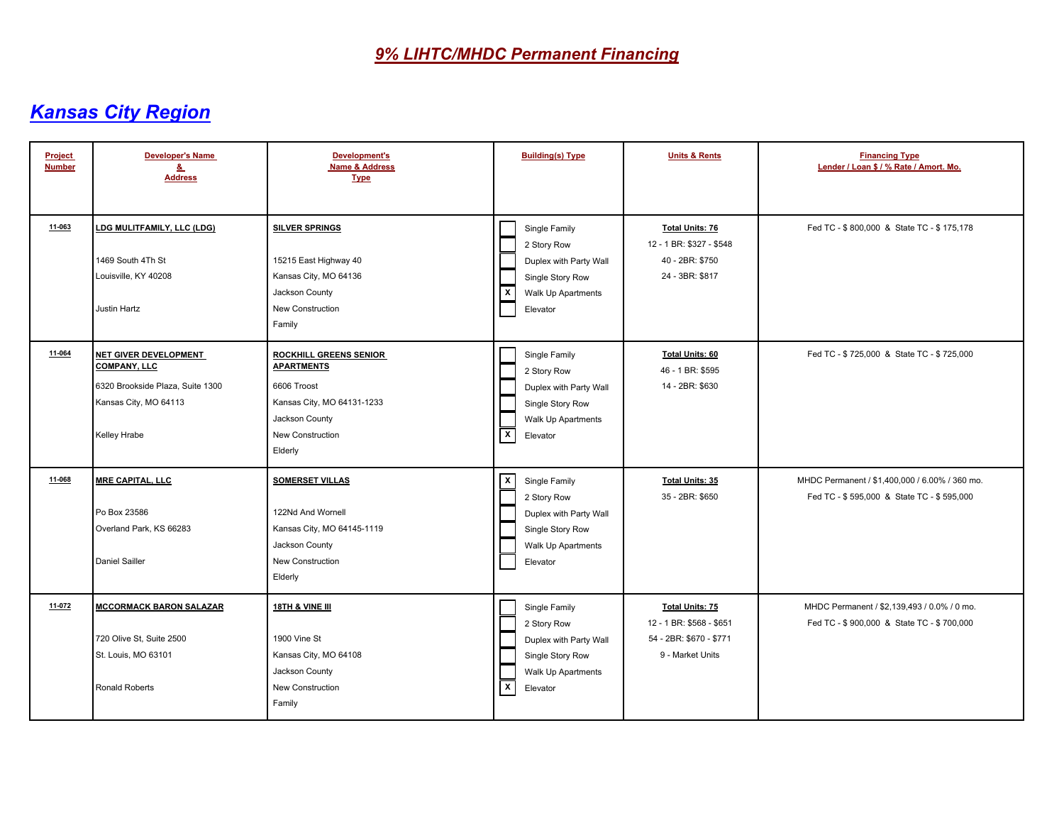# *9% LIHTC/MHDC Permanent Financing*

## *Kansas City Region*

| Project Number | Developer's Name & Address | Development's Name & Address Type | Building(s) Type | Units & Rents | Financing Type Lender / Loan $ / % Rate / Amort. Mo. |
|---|---|---|---|---|---|
| 11-063 | **LDG MULITFAMILY, LLC (LDG)**<br><br>1469 South 4Th St<br>Louisville, KY 40208<br><br>Justin Hartz | **SILVER SPRINGS**<br><br>15215 East Highway 40<br>Kansas City, MO 64136<br>Jackson County<br>New Construction<br>Family | [ ] Single Family<br>[ ] 2 Story Row<br>[ ] Duplex with Party Wall<br>[ ] Single Story Row<br>[X] Walk Up Apartments<br>[ ] Elevator | **Total Units: 76**<br>12 - 1 BR: $327 - $548<br>40 - 2BR: $750<br>24 - 3BR: $817 | Fed TC - $ 800,000 & State TC - $ 175,178 |
| 11-064 | **NET GIVER DEVELOPMENT COMPANY, LLC**<br>6320 Brookside Plaza, Suite 1300<br>Kansas City, MO 64113<br><br>Kelley Hrabe | **ROCKHILL GREENS SENIOR APARTMENTS**<br>6606 Troost<br>Kansas City, MO 64131-1233<br>Jackson County<br>New Construction<br>Elderly | [ ] Single Family<br>[ ] 2 Story Row<br>[ ] Duplex with Party Wall<br>[ ] Single Story Row<br>[ ] Walk Up Apartments<br>[X] Elevator | **Total Units: 60**<br>46 - 1 BR: $595<br>14 - 2BR: $630 | Fed TC - $ 725,000 & State TC - $ 725,000 |
| 11-068 | **MRE CAPITAL, LLC**<br><br>Po Box 23586<br>Overland Park, KS 66283<br><br>Daniel Sailler | **SOMERSET VILLAS**<br><br>122Nd And Wornell<br>Kansas City, MO 64145-1119<br>Jackson County<br>New Construction<br>Elderly | [X] Single Family<br>[ ] 2 Story Row<br>[ ] Duplex with Party Wall<br>[ ] Single Story Row<br>[ ] Walk Up Apartments<br>[ ] Elevator | **Total Units: 35**<br>35 - 2BR: $650 | MHDC Permanent / $1,400,000 / 6.00% / 360 mo.<br>Fed TC - $ 595,000 & State TC - $ 595,000 |
| 11-072 | **MCCORMACK BARON SALAZAR**<br><br>720 Olive St, Suite 2500<br>St. Louis, MO 63101<br><br>Ronald Roberts | **18TH & VINE III**<br><br>1900 Vine St<br>Kansas City, MO 64108<br>Jackson County<br>New Construction<br>Family | [ ] Single Family<br>[ ] 2 Story Row<br>[ ] Duplex with Party Wall<br>[ ] Single Story Row<br>[ ] Walk Up Apartments<br>[X] Elevator | **Total Units: 75**<br>12 - 1 BR: $568 - $651<br>54 - 2BR: $670 - $771<br>9 - Market Units | MHDC Permanent / $2,139,493 / 0.0% / 0 mo.<br>Fed TC - $ 900,000 & State TC - $ 700,000 |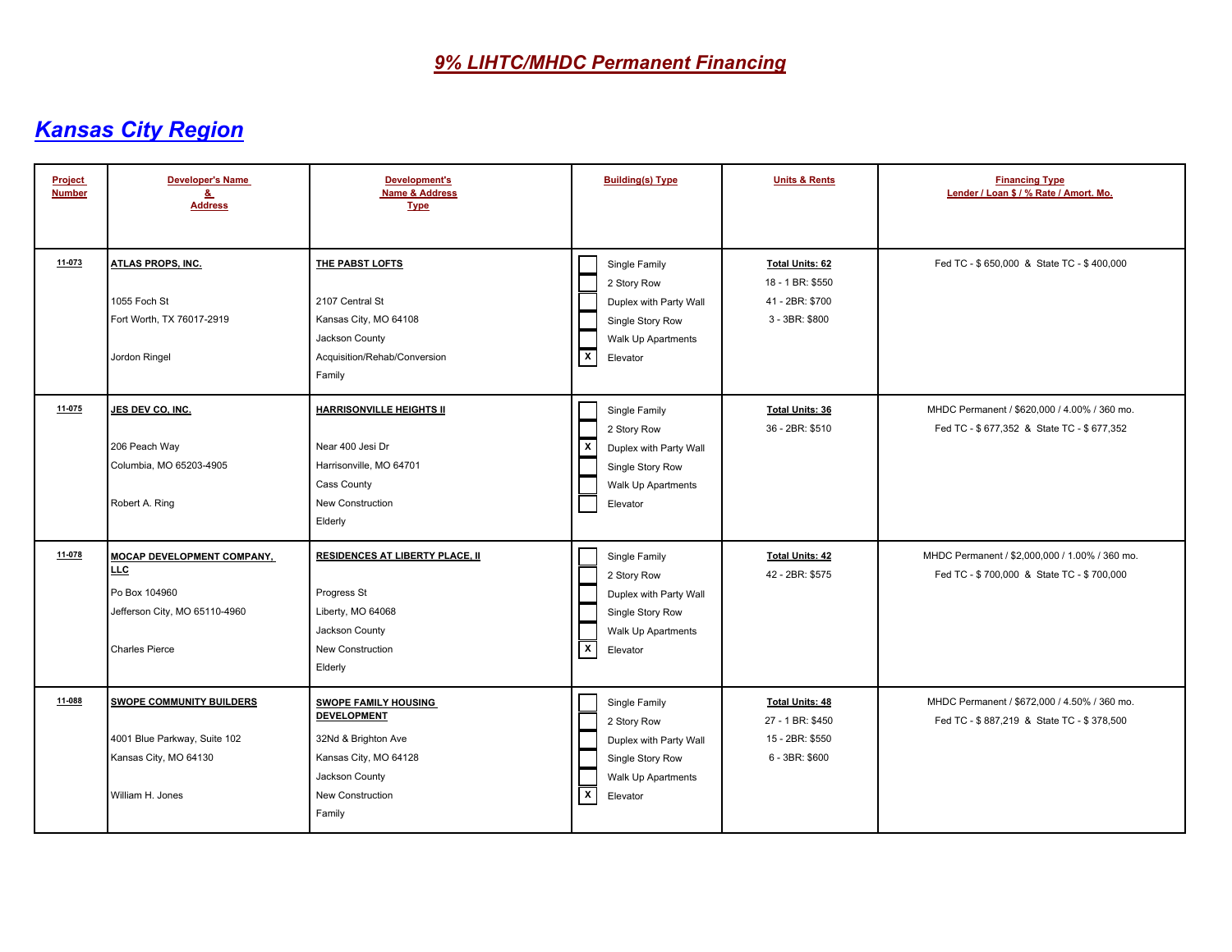## 9% LIHTC/MHDC Permanent Financing

# Kansas City Region

| Project Number | Developer's Name & Address | Development's Name & Address Type | Building(s) Type | Units & Rents | Financing Type Lender / Loan $ / % Rate / Amort. Mo. |
|---|---|---|---|---|---|
| 11-073 | **ATLAS PROPS, INC.**<br><br>1055 Foch St<br>Fort Worth, TX 76017-2919<br><br>Jordon Ringel | **THE PABST LOFTS**<br><br>2107 Central St<br>Kansas City, MO 64108<br>Jackson County<br>Acquisition/Rehab/Conversion<br>Family | [ ] Single Family<br>[ ] 2 Story Row<br>[ ] Duplex with Party Wall<br>[ ] Single Story Row<br>[ ] Walk Up Apartments<br>[X] Elevator | **Total Units: 62**<br>18 - 1 BR: $550<br>41 - 2BR: $700<br>3 - 3BR: $800 | Fed TC - $ 650,000 & State TC - $ 400,000 |
| 11-075 | **JES DEV CO, INC.**<br><br>206 Peach Way<br>Columbia, MO 65203-4905<br><br>Robert A. Ring | **HARRISONVILLE HEIGHTS II**<br><br>Near 400 Jesi Dr<br>Harrisonville, MO 64701<br>Cass County<br>New Construction<br>Elderly | [ ] Single Family<br>[ ] 2 Story Row<br>[X] Duplex with Party Wall<br>[ ] Single Story Row<br>[ ] Walk Up Apartments<br>[ ] Elevator | **Total Units: 36**<br>36 - 2BR: $510 | MHDC Permanent / $620,000 / 4.00% / 360 mo.<br>Fed TC - $ 677,352 & State TC - $ 677,352 |
| 11-078 | **MOCAP DEVELOPMENT COMPANY, LLC**<br>Po Box 104960<br>Jefferson City, MO 65110-4960<br><br>Charles Pierce | **RESIDENCES AT LIBERTY PLACE, II**<br><br>Progress St<br>Liberty, MO 64068<br>Jackson County<br>New Construction<br>Elderly | [ ] Single Family<br>[ ] 2 Story Row<br>[ ] Duplex with Party Wall<br>[ ] Single Story Row<br>[ ] Walk Up Apartments<br>[X] Elevator | **Total Units: 42**<br>42 - 2BR: $575 | MHDC Permanent / $2,000,000 / 1.00% / 360 mo.<br>Fed TC - $ 700,000 & State TC - $ 700,000 |
| 11-088 | **SWOPE COMMUNITY BUILDERS**<br><br>4001 Blue Parkway, Suite 102<br>Kansas City, MO 64130<br><br>William H. Jones | **SWOPE FAMILY HOUSING DEVELOPMENT**<br>32Nd & Brighton Ave<br>Kansas City, MO 64128<br>Jackson County<br>New Construction<br>Family | [ ] Single Family<br>[ ] 2 Story Row<br>[ ] Duplex with Party Wall<br>[ ] Single Story Row<br>[ ] Walk Up Apartments<br>[X] Elevator | **Total Units: 48**<br>27 - 1 BR: $450<br>15 - 2BR: $550<br>6 - 3BR: $600 | MHDC Permanent / $672,000 / 4.50% / 360 mo.<br>Fed TC - $ 887,219 & State TC - $ 378,500 |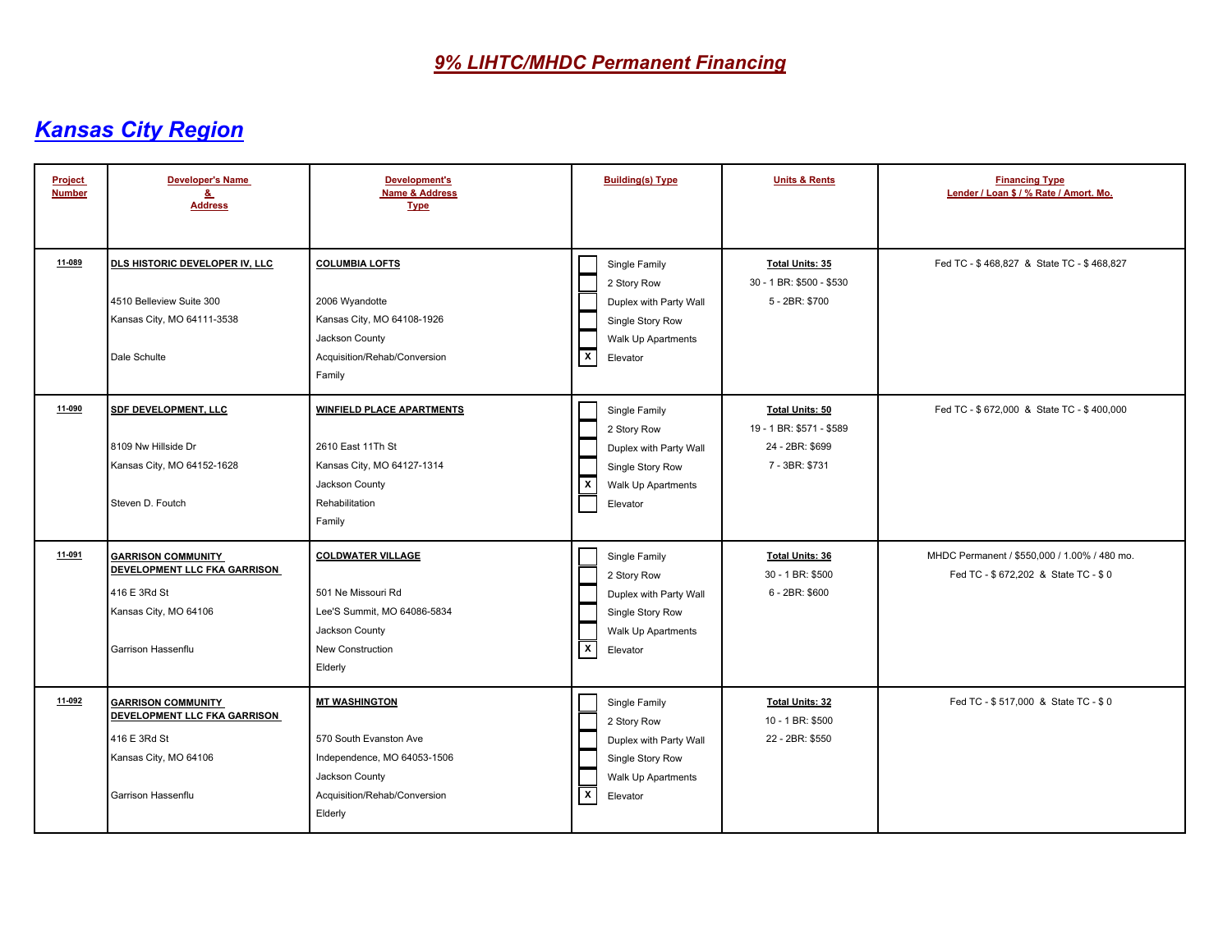# 9% LIHTC/MHDC Permanent Financing

## Kansas City Region

| Project Number | Developer's Name & Address | Development's Name & Address Type | Building(s) Type | Units & Rents | Financing Type Lender / Loan $ / % Rate / Amort. Mo. |
|---|---|---|---|---|---|
| 11-089 | **DLS HISTORIC DEVELOPER IV, LLC**<br><br>4510 Belleview Suite 300<br>Kansas City, MO 64111-3538<br><br>Dale Schulte | **COLUMBIA LOFTS**<br><br>2006 Wyandotte<br>Kansas City, MO 64108-1926<br>Jackson County<br>Acquisition/Rehab/Conversion<br>Family | [ ] Single Family<br>[ ] 2 Story Row<br>[ ] Duplex with Party Wall<br>[ ] Single Story Row<br>[ ] Walk Up Apartments<br>[X] Elevator | **Total Units: 35**<br>30 - 1 BR: $500 - $530<br>5 - 2BR: $700 | Fed TC - $ 468,827 & State TC - $ 468,827 |
| 11-090 | **SDF DEVELOPMENT, LLC**<br><br>8109 Nw Hillside Dr<br>Kansas City, MO 64152-1628<br><br>Steven D. Foutch | **WINFIELD PLACE APARTMENTS**<br><br>2610 East 11Th St<br>Kansas City, MO 64127-1314<br>Jackson County<br>Rehabilitation<br>Family | [ ] Single Family<br>[ ] 2 Story Row<br>[ ] Duplex with Party Wall<br>[ ] Single Story Row<br>[X] Walk Up Apartments<br>[ ] Elevator | **Total Units: 50**<br>19 - 1 BR: $571 - $589<br>24 - 2BR: $699<br>7 - 3BR: $731 | Fed TC - $ 672,000 & State TC - $ 400,000 |
| 11-091 | **GARRISON COMMUNITY DEVELOPMENT LLC FKA GARRISON**<br>416 E 3Rd St<br>Kansas City, MO 64106<br><br>Garrison Hassenflu | **COLDWATER VILLAGE**<br><br>501 Ne Missouri Rd<br>Lee'S Summit, MO 64086-5834<br>Jackson County<br>New Construction<br>Elderly | [ ] Single Family<br>[ ] 2 Story Row<br>[ ] Duplex with Party Wall<br>[ ] Single Story Row<br>[ ] Walk Up Apartments<br>[X] Elevator | **Total Units: 36**<br>30 - 1 BR: $500<br>6 - 2BR: $600 | MHDC Permanent / $550,000 / 1.00% / 480 mo.<br>Fed TC - $ 672,202 & State TC - $ 0 |
| 11-092 | **GARRISON COMMUNITY DEVELOPMENT LLC FKA GARRISON**<br>416 E 3Rd St<br>Kansas City, MO 64106<br><br>Garrison Hassenflu | **MT WASHINGTON**<br><br>570 South Evanston Ave<br>Independence, MO 64053-1506<br>Jackson County<br>Acquisition/Rehab/Conversion<br>Elderly | [ ] Single Family<br>[ ] 2 Story Row<br>[ ] Duplex with Party Wall<br>[ ] Single Story Row<br>[ ] Walk Up Apartments<br>[X] Elevator | **Total Units: 32**<br>10 - 1 BR: $500<br>22 - 2BR: $550 | Fed TC - $ 517,000 & State TC - $ 0 |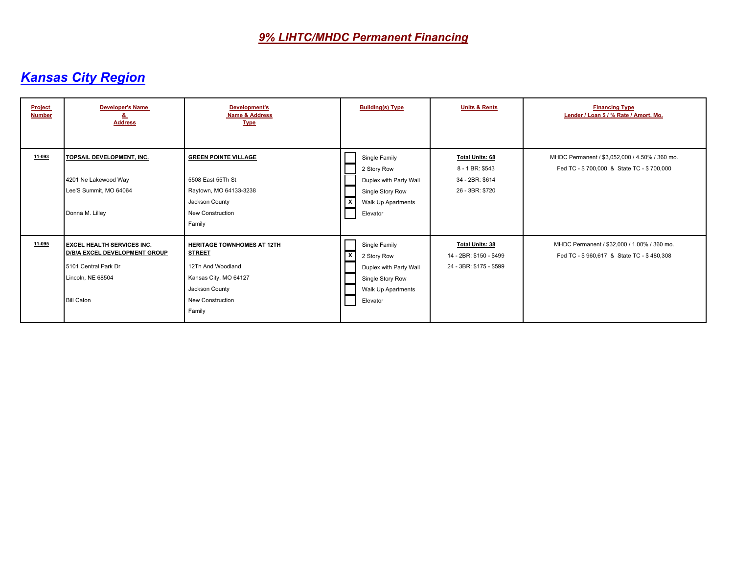# *9% LIHTC/MHDC Permanent Financing*

## *Kansas City Region*

| Project Number | Developer's Name & Address | Development's Name & Address Type | Building(s) Type | Units & Rents | Financing Type Lender / Loan $ / % Rate / Amort. Mo. |
|---|---|---|---|---|---|
| 11-093 | **TOPSAIL DEVELOPMENT, INC.**<br><br>4201 Ne Lakewood Way<br>Lee'S Summit, MO 64064<br><br>Donna M. Lilley | **GREEN POINTE VILLAGE**<br><br>5508 East 55Th St<br>Raytown, MO 64133-3238<br>Jackson County<br>New Construction<br>Family | [ ] Single Family<br>[ ] 2 Story Row<br>[ ] Duplex with Party Wall<br>[ ] Single Story Row<br>[X] Walk Up Apartments<br>[ ] Elevator | **Total Units: 68**<br>8 - 1 BR: $543<br>34 - 2BR: $614<br>26 - 3BR: $720 | MHDC Permanent / $3,052,000 / 4.50% / 360 mo.<br>Fed TC - $ 700,000 & State TC - $ 700,000 |
| 11-095 | **EXCEL HEALTH SERVICES INC. D/B/A EXCEL DEVELOPMENT GROUP**<br>5101 Central Park Dr<br>Lincoln, NE 68504<br><br>Bill Caton | **HERITAGE TOWNHOMES AT 12TH STREET**<br>12Th And Woodland<br>Kansas City, MO 64127<br>Jackson County<br>New Construction<br>Family | [ ] Single Family<br>[X] 2 Story Row<br>[ ] Duplex with Party Wall<br>[ ] Single Story Row<br>[ ] Walk Up Apartments<br>[ ] Elevator | **Total Units: 38**<br>14 - 2BR: $150 - $499<br>24 - 3BR: $175 - $599 | MHDC Permanent / $32,000 / 1.00% / 360 mo.<br>Fed TC - $ 960,617 & State TC - $ 480,308 |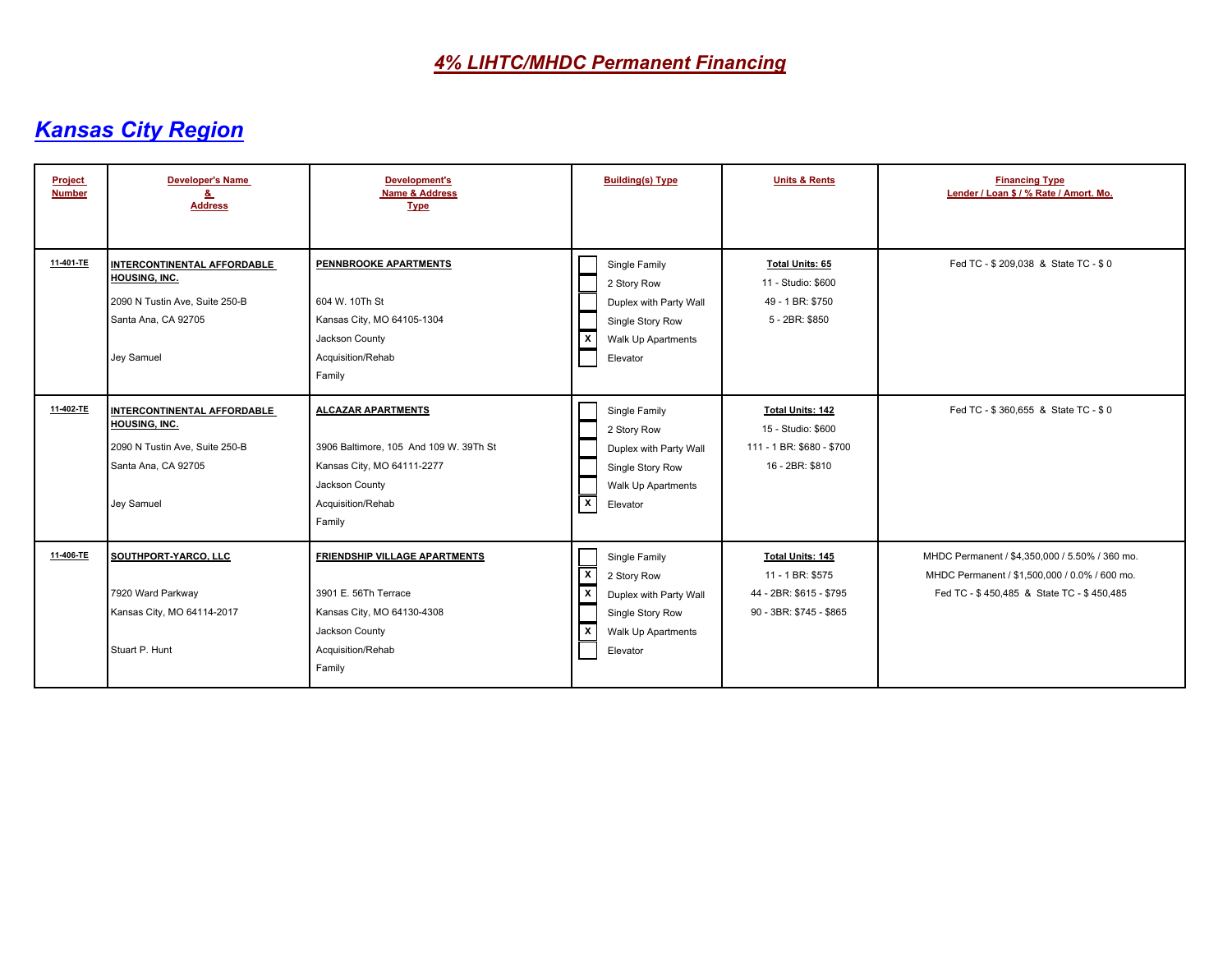# 4% LIHTC/MHDC Permanent Financing

## Kansas City Region

| Project Number | Developer's Name & Address | Development's Name & Address Type | Building(s) Type | Units & Rents | Financing Type Lender / Loan $ / % Rate / Amort. Mo. |
|---|---|---|---|---|---|
| 11-401-TE | **INTERCONTINENTAL AFFORDABLE HOUSING, INC.**<br>2090 N Tustin Ave, Suite 250-B<br>Santa Ana, CA 92705<br>Jey Samuel | **PENNBROOKE APARTMENTS**<br>604 W. 10Th St<br>Kansas City, MO 64105-1304<br>Jackson County<br>Acquisition/Rehab<br>Family | [ ] Single Family<br>[ ] 2 Story Row<br>[ ] Duplex with Party Wall<br>[ ] Single Story Row<br>[X] Walk Up Apartments<br>[ ] Elevator | **Total Units: 65**<br>11 - Studio: $600<br>49 - 1 BR: $750<br>5 - 2BR: $850 | Fed TC - $ 209,038 & State TC - $ 0 |
| 11-402-TE | **INTERCONTINENTAL AFFORDABLE HOUSING, INC.**<br>2090 N Tustin Ave, Suite 250-B<br>Santa Ana, CA 92705<br>Jey Samuel | **ALCAZAR APARTMENTS**<br>3906 Baltimore, 105 And 109 W. 39Th St<br>Kansas City, MO 64111-2277<br>Jackson County<br>Acquisition/Rehab<br>Family | [ ] Single Family<br>[ ] 2 Story Row<br>[ ] Duplex with Party Wall<br>[ ] Single Story Row<br>[ ] Walk Up Apartments<br>[X] Elevator | **Total Units: 142**<br>15 - Studio: $600<br>111 - 1 BR: $680 - $700<br>16 - 2BR: $810 | Fed TC - $ 360,655 & State TC - $ 0 |
| 11-406-TE | **SOUTHPORT-YARCO, LLC**<br>7920 Ward Parkway<br>Kansas City, MO 64114-2017<br>Stuart P. Hunt | **FRIENDSHIP VILLAGE APARTMENTS**<br>3901 E. 56Th Terrace<br>Kansas City, MO 64130-4308<br>Jackson County<br>Acquisition/Rehab<br>Family | [ ] Single Family<br>[X] 2 Story Row<br>[X] Duplex with Party Wall<br>[ ] Single Story Row<br>[X] Walk Up Apartments<br>[ ] Elevator | **Total Units: 145**<br>11 - 1 BR: $575<br>44 - 2BR: $615 - $795<br>90 - 3BR: $745 - $865 | MHDC Permanent / $4,350,000 / 5.50% / 360 mo.<br>MHDC Permanent / $1,500,000 / 0.0% / 600 mo.<br>Fed TC - $ 450,485 & State TC - $ 450,485 |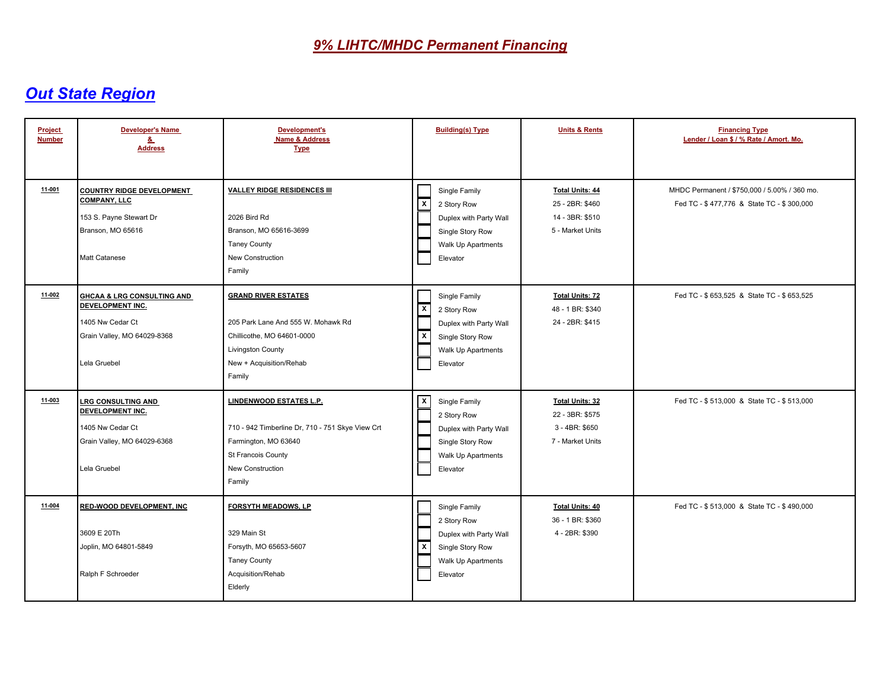# 9% LIHTC/MHDC Permanent Financing

## Out State Region

| Project Number | Developer's Name & Address | Development's Name & Address Type | Building(s) Type | Units & Rents | Financing Type Lender / Loan $ / % Rate / Amort. Mo. |
|---|---|---|---|---|---|
| 11-001 | **COUNTRY RIDGE DEVELOPMENT COMPANY, LLC**<br>153 S. Payne Stewart Dr<br>Branson, MO 65616<br>Matt Catanese | **VALLEY RIDGE RESIDENCES III**<br>2026 Bird Rd<br>Branson, MO 65616-3699<br>Taney County<br>New Construction<br>Family | [ ] Single Family<br>[X] 2 Story Row<br>[ ] Duplex with Party Wall<br>[ ] Single Story Row<br>[ ] Walk Up Apartments<br>[ ] Elevator | **Total Units: 44**<br>25 - 2BR: $460<br>14 - 3BR: $510<br>5 - Market Units | MHDC Permanent / $750,000 / 5.00% / 360 mo.<br>Fed TC - $ 477,776 & State TC - $ 300,000 |
| 11-002 | **GHCAA & LRG CONSULTING AND DEVELOPMENT INC.**<br>1405 Nw Cedar Ct<br>Grain Valley, MO 64029-8368<br>Lela Gruebel | **GRAND RIVER ESTATES**<br>205 Park Lane And 555 W. Mohawk Rd<br>Chillicothe, MO 64601-0000<br>Livingston County<br>New + Acquisition/Rehab<br>Family | [ ] Single Family<br>[X] 2 Story Row<br>[ ] Duplex with Party Wall<br>[X] Single Story Row<br>[ ] Walk Up Apartments<br>[ ] Elevator | **Total Units: 72**<br>48 - 1 BR: $340<br>24 - 2BR: $415 | Fed TC - $ 653,525 & State TC - $ 653,525 |
| 11-003 | **LRG CONSULTING AND DEVELOPMENT INC.**<br>1405 Nw Cedar Ct<br>Grain Valley, MO 64029-6368<br>Lela Gruebel | **LINDENWOOD ESTATES L.P.**<br>710 - 942 Timberline Dr, 710 - 751 Skye View Crt<br>Farmington, MO 63640<br>St Francois County<br>New Construction<br>Family | [X] Single Family<br>[ ] 2 Story Row<br>[ ] Duplex with Party Wall<br>[ ] Single Story Row<br>[ ] Walk Up Apartments<br>[ ] Elevator | **Total Units: 32**<br>22 - 3BR: $575<br>3 - 4BR: $650<br>7 - Market Units | Fed TC - $ 513,000 & State TC - $ 513,000 |
| 11-004 | **RED-WOOD DEVELOPMENT, INC**<br>3609 E 20Th<br>Joplin, MO 64801-5849<br>Ralph F Schroeder | **FORSYTH MEADOWS, LP**<br>329 Main St<br>Forsyth, MO 65653-5607<br>Taney County<br>Acquisition/Rehab<br>Elderly | [ ] Single Family<br>[ ] 2 Story Row<br>[ ] Duplex with Party Wall<br>[X] Single Story Row<br>[ ] Walk Up Apartments<br>[ ] Elevator | **Total Units: 40**<br>36 - 1 BR: $360<br>4 - 2BR: $390 | Fed TC - $ 513,000 & State TC - $ 490,000 |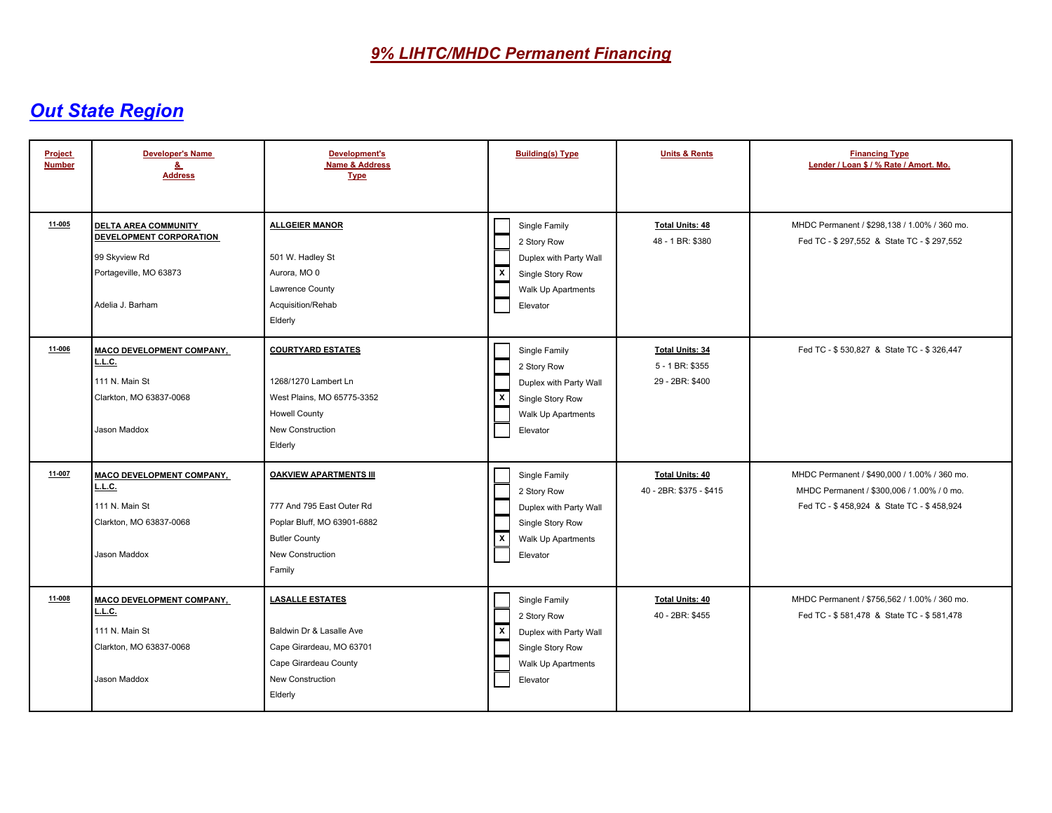# 9% LIHTC/MHDC Permanent Financing

## Out State Region

| Project Number | Developer's Name & Address | Development's Name & Address Type | Building(s) Type | Units & Rents | Financing Type Lender / Loan $ / % Rate / Amort. Mo. |
|---|---|---|---|---|---|
| **11-005** | **DELTA AREA COMMUNITY DEVELOPMENT CORPORATION**<br>99 Skyview Rd<br>Portageville, MO 63873<br><br>Adelia J. Barham | **ALLGEIER MANOR**<br><br>501 W. Hadley St<br>Aurora, MO 0<br>Lawrence County<br>Acquisition/Rehab<br>Elderly | [ ] Single Family<br>[ ] 2 Story Row<br>[ ] Duplex with Party Wall<br>[X] Single Story Row<br>[ ] Walk Up Apartments<br>[ ] Elevator | **Total Units: 48**<br>48 - 1 BR: $380 | MHDC Permanent / $298,138 / 1.00% / 360 mo.<br>Fed TC - $ 297,552 & State TC - $ 297,552 |
| **11-006** | **MACO DEVELOPMENT COMPANY, L.L.C.**<br>111 N. Main St<br>Clarkton, MO 63837-0068<br><br>Jason Maddox | **COURTYARD ESTATES**<br><br>1268/1270 Lambert Ln<br>West Plains, MO 65775-3352<br>Howell County<br>New Construction<br>Elderly | [ ] Single Family<br>[ ] 2 Story Row<br>[ ] Duplex with Party Wall<br>[X] Single Story Row<br>[ ] Walk Up Apartments<br>[ ] Elevator | **Total Units: 34**<br>5 - 1 BR: $355<br>29 - 2BR: $400 | Fed TC - $ 530,827 & State TC - $ 326,447 |
| **11-007** | **MACO DEVELOPMENT COMPANY, L.L.C.**<br>111 N. Main St<br>Clarkton, MO 63837-0068<br><br>Jason Maddox | **OAKVIEW APARTMENTS III**<br><br>777 And 795 East Outer Rd<br>Poplar Bluff, MO 63901-6882<br>Butler County<br>New Construction<br>Family | [ ] Single Family<br>[ ] 2 Story Row<br>[ ] Duplex with Party Wall<br>[ ] Single Story Row<br>[X] Walk Up Apartments<br>[ ] Elevator | **Total Units: 40**<br>40 - 2BR: $375 - $415 | MHDC Permanent / $490,000 / 1.00% / 360 mo.<br>MHDC Permanent / $300,006 / 1.00% / 0 mo.<br>Fed TC - $ 458,924 & State TC - $ 458,924 |
| **11-008** | **MACO DEVELOPMENT COMPANY, L.L.C.**<br>111 N. Main St<br>Clarkton, MO 63837-0068<br><br>Jason Maddox | **LASALLE ESTATES**<br><br>Baldwin Dr & Lasalle Ave<br>Cape Girardeau, MO 63701<br>Cape Girardeau County<br>New Construction<br>Elderly | [ ] Single Family<br>[ ] 2 Story Row<br>[X] Duplex with Party Wall<br>[ ] Single Story Row<br>[ ] Walk Up Apartments<br>[ ] Elevator | **Total Units: 40**<br>40 - 2BR: $455 | MHDC Permanent / $756,562 / 1.00% / 360 mo.<br>Fed TC - $ 581,478 & State TC - $ 581,478 |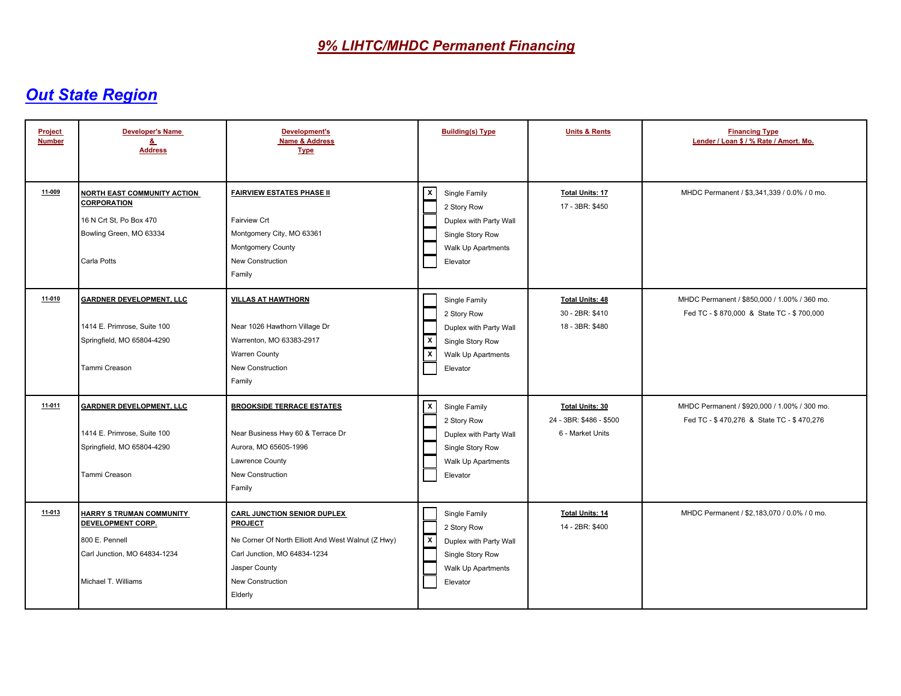# 9% LIHTC/MHDC Permanent Financing

## Out State Region

| Project Number | Developer's Name & Address | Development's Name & Address Type | Building(s) Type | Units & Rents | Financing Type Lender / Loan $ / % Rate / Amort. Mo. |
|---|---|---|---|---|---|
| 11-009 | **NORTH EAST COMMUNITY ACTION CORPORATION**<br>16 N Crt St, Po Box 470<br>Bowling Green, MO 63334<br>Carla Potts | **FAIRVIEW ESTATES PHASE II**<br>Fairview Crt<br>Montgomery City, MO 63361<br>Montgomery County<br>New Construction<br>Family | [X] Single Family<br>[ ] 2 Story Row<br>[ ] Duplex with Party Wall<br>[ ] Single Story Row<br>[ ] Walk Up Apartments<br>[ ] Elevator | **Total Units: 17**<br>17 - 3BR: $450 | MHDC Permanent / $3,341,339 / 0.0% / 0 mo. |
| 11-010 | **GARDNER DEVELOPMENT, LLC**<br>1414 E. Primrose, Suite 100<br>Springfield, MO 65804-4290<br>Tammi Creason | **VILLAS AT HAWTHORN**<br>Near 1026 Hawthorn Village Dr<br>Warrenton, MO 63383-2917<br>Warren County<br>New Construction<br>Family | [ ] Single Family<br>[ ] 2 Story Row<br>[ ] Duplex with Party Wall<br>[X] Single Story Row<br>[X] Walk Up Apartments<br>[ ] Elevator | **Total Units: 48**<br>30 - 2BR: $410<br>18 - 3BR: $480 | MHDC Permanent / $850,000 / 1.00% / 360 mo.<br>Fed TC - $ 870,000 & State TC - $ 700,000 |
| 11-011 | **GARDNER DEVELOPMENT, LLC**<br>1414 E. Primrose, Suite 100<br>Springfield, MO 65804-4290<br>Tammi Creason | **BROOKSIDE TERRACE ESTATES**<br>Near Business Hwy 60 & Terrace Dr<br>Aurora, MO 65605-1996<br>Lawrence County<br>New Construction<br>Family | [X] Single Family<br>[ ] 2 Story Row<br>[ ] Duplex with Party Wall<br>[ ] Single Story Row<br>[ ] Walk Up Apartments<br>[ ] Elevator | **Total Units: 30**<br>24 - 3BR: $486 - $500<br>6 - Market Units | MHDC Permanent / $920,000 / 1.00% / 300 mo.<br>Fed TC - $ 470,276 & State TC - $ 470,276 |
| 11-013 | **HARRY S TRUMAN COMMUNITY DEVELOPMENT CORP.**<br>800 E. Pennell<br>Carl Junction, MO 64834-1234<br>Michael T. Williams | **CARL JUNCTION SENIOR DUPLEX PROJECT**<br>Ne Corner Of North Elliott And West Walnut (Z Hwy)<br>Carl Junction, MO 64834-1234<br>Jasper County<br>New Construction<br>Elderly | [ ] Single Family<br>[ ] 2 Story Row<br>[X] Duplex with Party Wall<br>[ ] Single Story Row<br>[ ] Walk Up Apartments<br>[ ] Elevator | **Total Units: 14**<br>14 - 2BR: $400 | MHDC Permanent / $2,183,070 / 0.0% / 0 mo. |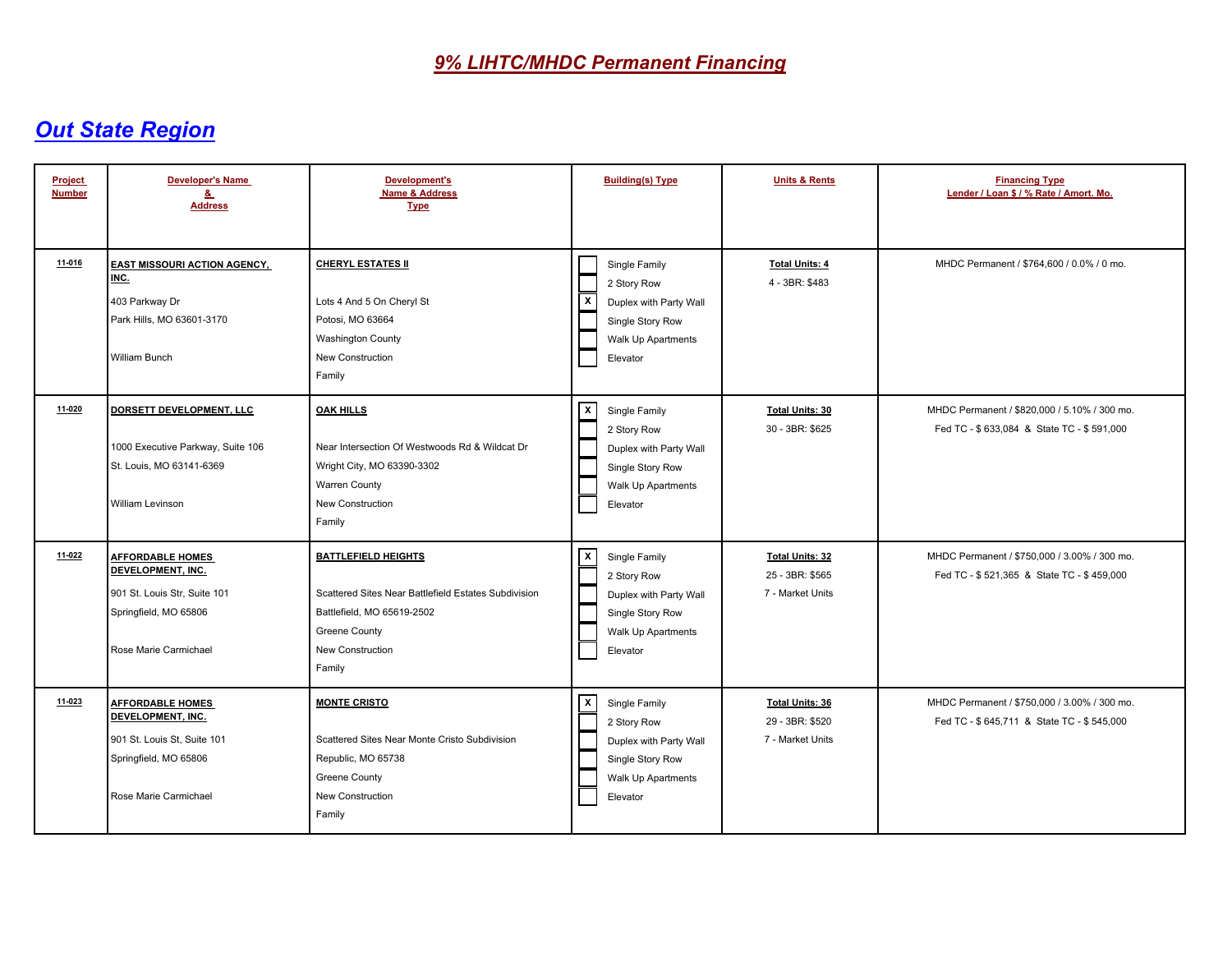# 9% LIHTC/MHDC Permanent Financing

## Out State Region

| Project Number | Developer's Name & Address | Development's Name & Address Type | Building(s) Type | Units & Rents | Financing Type Lender / Loan $ / % Rate / Amort. Mo. |
|---|---|---|---|---|---|
| 11-016 | **EAST MISSOURI ACTION AGENCY, INC.**<br>403 Parkway Dr<br>Park Hills, MO 63601-3170<br>William Bunch | **CHERYL ESTATES II**<br>Lots 4 And 5 On Cheryl St<br>Potosi, MO 63664<br>Washington County<br>New Construction<br>Family | [ ] Single Family<br>[ ] 2 Story Row<br>[X] Duplex with Party Wall<br>[ ] Single Story Row<br>[ ] Walk Up Apartments<br>[ ] Elevator | **Total Units: 4**<br>4 - 3BR: $483 | MHDC Permanent / $764,600 / 0.0% / 0 mo. |
| 11-020 | **DORSETT DEVELOPMENT, LLC**<br>1000 Executive Parkway, Suite 106<br>St. Louis, MO 63141-6369<br>William Levinson | **OAK HILLS**<br>Near Intersection Of Westwoods Rd & Wildcat Dr<br>Wright City, MO 63390-3302<br>Warren County<br>New Construction<br>Family | [X] Single Family<br>[ ] 2 Story Row<br>[ ] Duplex with Party Wall<br>[ ] Single Story Row<br>[ ] Walk Up Apartments<br>[ ] Elevator | **Total Units: 30**<br>30 - 3BR: $625 | MHDC Permanent / $820,000 / 5.10% / 300 mo.<br>Fed TC - $ 633,084 & State TC - $ 591,000 |
| 11-022 | **AFFORDABLE HOMES DEVELOPMENT, INC.**<br>901 St. Louis Str, Suite 101<br>Springfield, MO 65806<br>Rose Marie Carmichael | **BATTLEFIELD HEIGHTS**<br>Scattered Sites Near Battlefield Estates Subdivision<br>Battlefield, MO 65619-2502<br>Greene County<br>New Construction<br>Family | [X] Single Family<br>[ ] 2 Story Row<br>[ ] Duplex with Party Wall<br>[ ] Single Story Row<br>[ ] Walk Up Apartments<br>[ ] Elevator | **Total Units: 32**<br>25 - 3BR: $565<br>7 - Market Units | MHDC Permanent / $750,000 / 3.00% / 300 mo.<br>Fed TC - $ 521,365 & State TC - $ 459,000 |
| 11-023 | **AFFORDABLE HOMES DEVELOPMENT, INC.**<br>901 St. Louis St, Suite 101<br>Springfield, MO 65806<br>Rose Marie Carmichael | **MONTE CRISTO**<br>Scattered Sites Near Monte Cristo Subdivision<br>Republic, MO 65738<br>Greene County<br>New Construction<br>Family | [X] Single Family<br>[ ] 2 Story Row<br>[ ] Duplex with Party Wall<br>[ ] Single Story Row<br>[ ] Walk Up Apartments<br>[ ] Elevator | **Total Units: 36**<br>29 - 3BR: $520<br>7 - Market Units | MHDC Permanent / $750,000 / 3.00% / 300 mo.<br>Fed TC - $ 645,711 & State TC - $ 545,000 |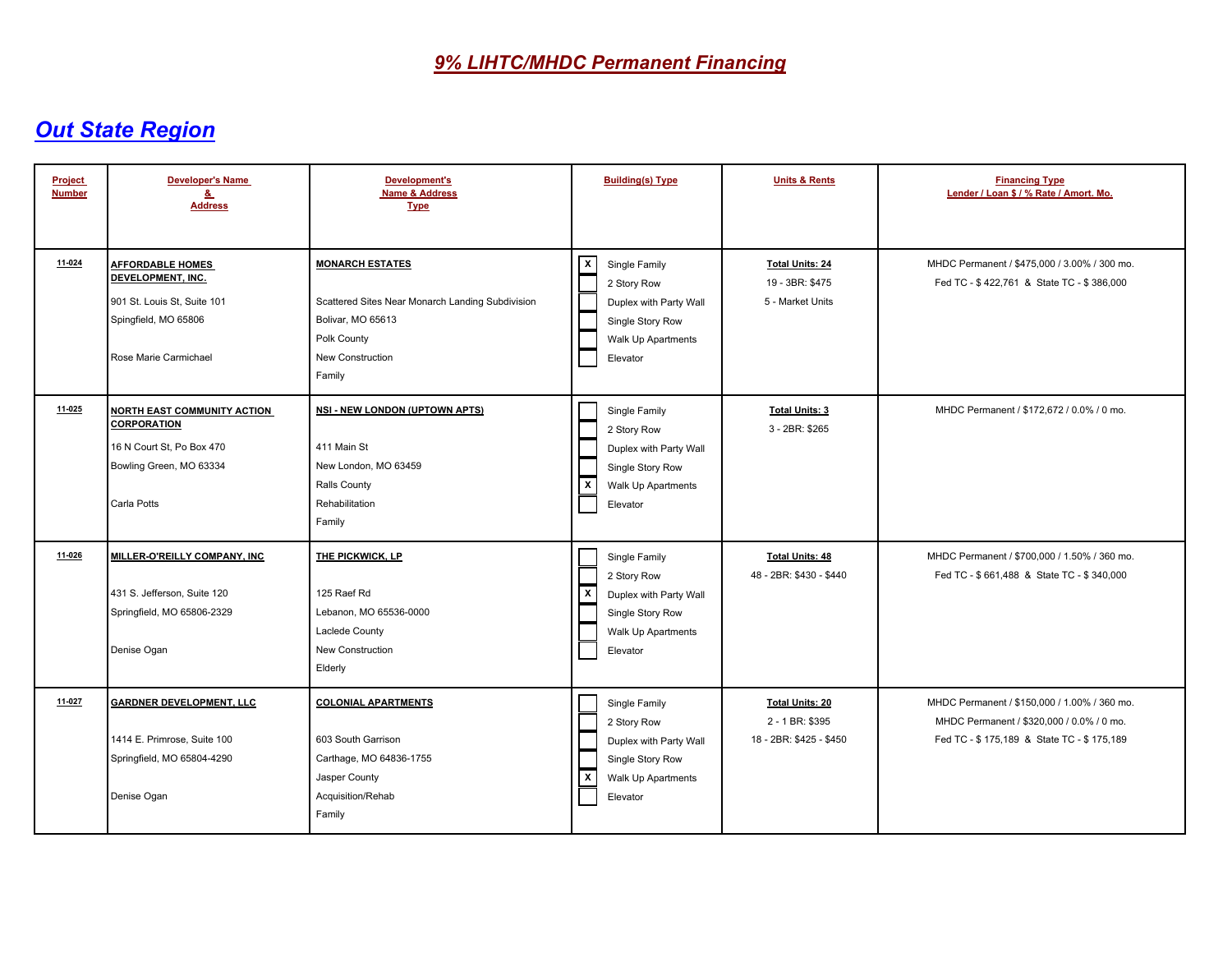# 9% LIHTC/MHDC Permanent Financing

## Out State Region

| Project Number | Developer's Name & Address | Development's Name & Address Type | Building(s) Type | Units & Rents | Financing Type Lender / Loan $ / % Rate / Amort. Mo. |
|---|---|---|---|---|---|
| 11-024 | **AFFORDABLE HOMES DEVELOPMENT, INC.**<br>901 St. Louis St, Suite 101<br>Spingfield, MO 65806<br>Rose Marie Carmichael | **MONARCH ESTATES**<br>Scattered Sites Near Monarch Landing Subdivision<br>Bolivar, MO 65613<br>Polk County<br>New Construction<br>Family | [X] Single Family<br>[ ] 2 Story Row<br>[ ] Duplex with Party Wall<br>[ ] Single Story Row<br>[ ] Walk Up Apartments<br>[ ] Elevator | **Total Units: 24**<br>19 - 3BR: $475<br>5 - Market Units | MHDC Permanent / $475,000 / 3.00% / 300 mo.<br>Fed TC - $ 422,761 & State TC - $ 386,000 |
| 11-025 | **NORTH EAST COMMUNITY ACTION CORPORATION**<br>16 N Court St, Po Box 470<br>Bowling Green, MO 63334<br>Carla Potts | **NSI - NEW LONDON (UPTOWN APTS)**<br>411 Main St<br>New London, MO 63459<br>Ralls County<br>Rehabilitation<br>Family | [ ] Single Family<br>[ ] 2 Story Row<br>[ ] Duplex with Party Wall<br>[ ] Single Story Row<br>[X] Walk Up Apartments<br>[ ] Elevator | **Total Units: 3**<br>3 - 2BR: $265 | MHDC Permanent / $172,672 / 0.0% / 0 mo. |
| 11-026 | **MILLER-O'REILLY COMPANY, INC**<br>431 S. Jefferson, Suite 120<br>Springfield, MO 65806-2329<br>Denise Ogan | **THE PICKWICK, LP**<br>125 Raef Rd<br>Lebanon, MO 65536-0000<br>Laclede County<br>New Construction<br>Elderly | [ ] Single Family<br>[ ] 2 Story Row<br>[X] Duplex with Party Wall<br>[ ] Single Story Row<br>[ ] Walk Up Apartments<br>[ ] Elevator | **Total Units: 48**<br>48 - 2BR: $430 - $440 | MHDC Permanent / $700,000 / 1.50% / 360 mo.<br>Fed TC - $ 661,488 & State TC - $ 340,000 |
| 11-027 | **GARDNER DEVELOPMENT, LLC**<br>1414 E. Primrose, Suite 100<br>Springfield, MO 65804-4290<br>Denise Ogan | **COLONIAL APARTMENTS**<br>603 South Garrison<br>Carthage, MO 64836-1755<br>Jasper County<br>Acquisition/Rehab<br>Family | [ ] Single Family<br>[ ] 2 Story Row<br>[ ] Duplex with Party Wall<br>[ ] Single Story Row<br>[X] Walk Up Apartments<br>[ ] Elevator | **Total Units: 20**<br>2 - 1 BR: $395<br>18 - 2BR: $425 - $450 | MHDC Permanent / $150,000 / 1.00% / 360 mo.<br>MHDC Permanent / $320,000 / 0.0% / 0 mo.<br>Fed TC - $ 175,189 & State TC - $ 175,189 |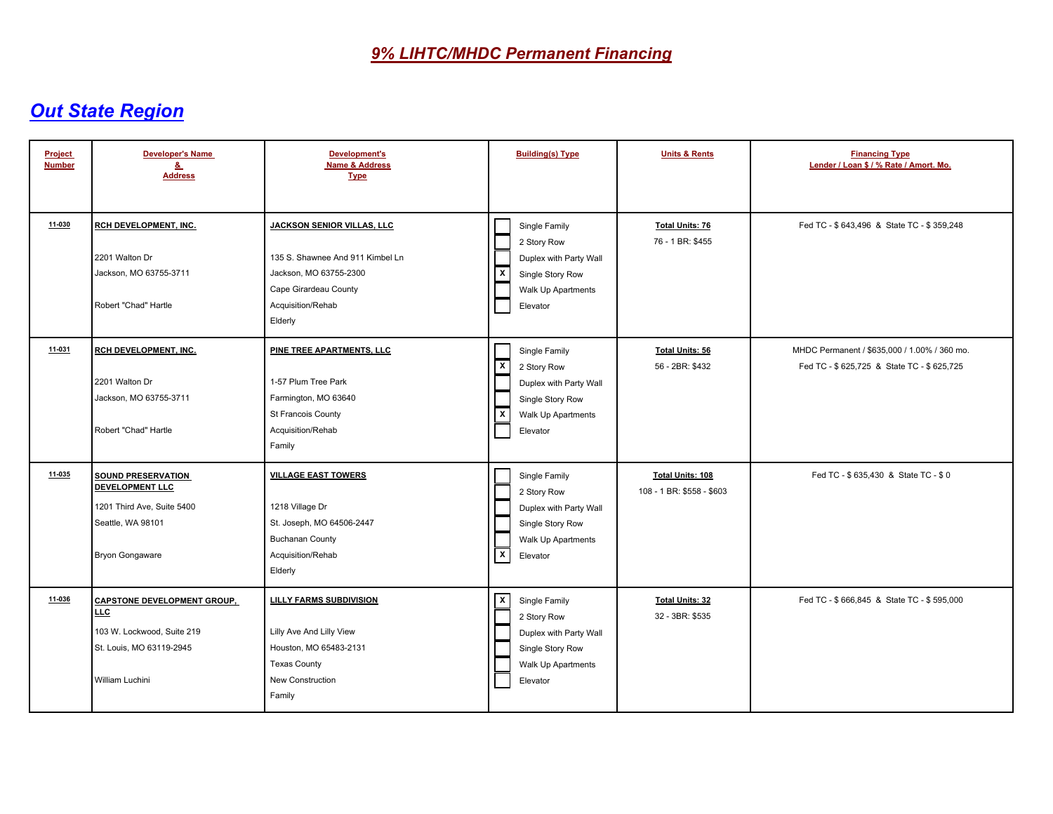# 9% LIHTC/MHDC Permanent Financing

## Out State Region

| Project Number | Developer's Name & Address | Development's Name & Address Type | Building(s) Type | Units & Rents | Financing Type Lender / Loan $ / % Rate / Amort. Mo. |
|---|---|---|---|---|---|
| 11-030 | **RCH DEVELOPMENT, INC.**<br><br>2201 Walton Dr<br>Jackson, MO 63755-3711<br><br>Robert "Chad" Hartle | **JACKSON SENIOR VILLAS, LLC**<br><br>135 S. Shawnee And 911 Kimbel Ln<br>Jackson, MO 63755-2300<br>Cape Girardeau County<br>Acquisition/Rehab<br>Elderly | [ ] Single Family<br>[ ] 2 Story Row<br>[ ] Duplex with Party Wall<br>[X] Single Story Row<br>[ ] Walk Up Apartments<br>[ ] Elevator | **Total Units: 76**<br>76 - 1 BR: $455 | Fed TC - $ 643,496 & State TC - $ 359,248 |
| 11-031 | **RCH DEVELOPMENT, INC.**<br><br>2201 Walton Dr<br>Jackson, MO 63755-3711<br><br>Robert "Chad" Hartle | **PINE TREE APARTMENTS, LLC**<br><br>1-57 Plum Tree Park<br>Farmington, MO 63640<br>St Francois County<br>Acquisition/Rehab<br>Family | [ ] Single Family<br>[X] 2 Story Row<br>[ ] Duplex with Party Wall<br>[ ] Single Story Row<br>[X] Walk Up Apartments<br>[ ] Elevator | **Total Units: 56**<br>56 - 2BR: $432 | MHDC Permanent / $635,000 / 1.00% / 360 mo.<br>Fed TC - $ 625,725 & State TC - $ 625,725 |
| 11-035 | **SOUND PRESERVATION DEVELOPMENT LLC**<br>1201 Third Ave, Suite 5400<br>Seattle, WA 98101<br><br>Bryon Gongaware | **VILLAGE EAST TOWERS**<br><br>1218 Village Dr<br>St. Joseph, MO 64506-2447<br>Buchanan County<br>Acquisition/Rehab<br>Elderly | [ ] Single Family<br>[ ] 2 Story Row<br>[ ] Duplex with Party Wall<br>[ ] Single Story Row<br>[ ] Walk Up Apartments<br>[X] Elevator | **Total Units: 108**<br>108 - 1 BR: $558 - $603 | Fed TC - $ 635,430 & State TC - $ 0 |
| 11-036 | **CAPSTONE DEVELOPMENT GROUP, LLC**<br>103 W. Lockwood, Suite 219<br>St. Louis, MO 63119-2945<br><br>William Luchini | **LILLY FARMS SUBDIVISION**<br><br>Lilly Ave And Lilly View<br>Houston, MO 65483-2131<br>Texas County<br>New Construction<br>Family | [X] Single Family<br>[ ] 2 Story Row<br>[ ] Duplex with Party Wall<br>[ ] Single Story Row<br>[ ] Walk Up Apartments<br>[ ] Elevator | **Total Units: 32**<br>32 - 3BR: $535 | Fed TC - $ 666,845 & State TC - $ 595,000 |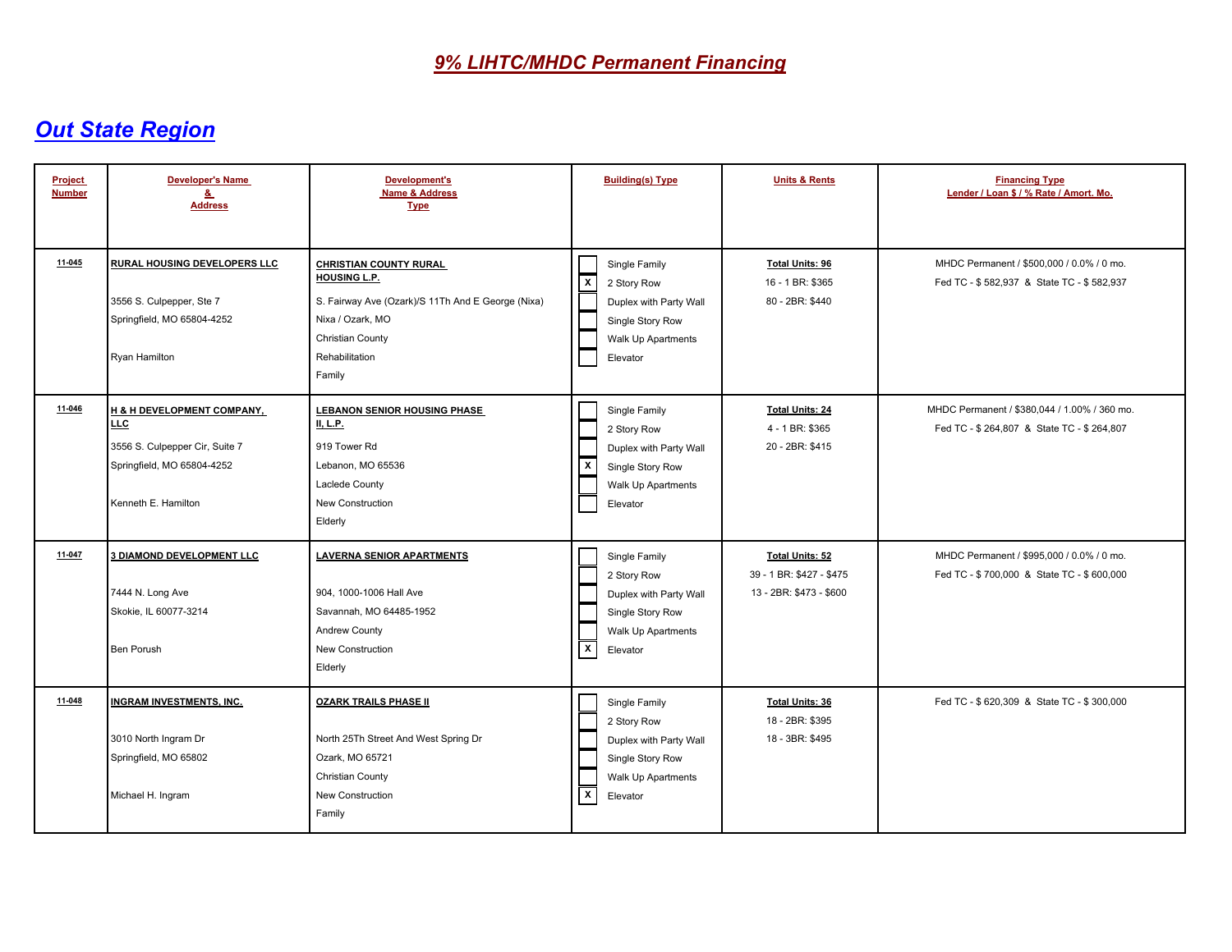# 9% LIHTC/MHDC Permanent Financing

## Out State Region

| Project Number | Developer's Name & Address | Development's Name & Address Type | Building(s) Type | Units & Rents | Financing Type Lender / Loan $ / % Rate / Amort. Mo. |
|---|---|---|---|---|---|
| 11-045 | **RURAL HOUSING DEVELOPERS LLC**<br><br>3556 S. Culpepper, Ste 7<br>Springfield, MO 65804-4252<br><br>Ryan Hamilton | **CHRISTIAN COUNTY RURAL HOUSING L.P.**<br>S. Fairway Ave (Ozark)/S 11Th And E George (Nixa)<br>Nixa / Ozark, MO<br>Christian County<br>Rehabilitation<br>Family | [ ] Single Family<br>[X] 2 Story Row<br>[ ] Duplex with Party Wall<br>[ ] Single Story Row<br>[ ] Walk Up Apartments<br>[ ] Elevator | **Total Units: 96**<br>16 - 1 BR: $365<br>80 - 2BR: $440 | MHDC Permanent / $500,000 / 0.0% / 0 mo.<br>Fed TC - $ 582,937 & State TC - $ 582,937 |
| 11-046 | **H & H DEVELOPMENT COMPANY, LLC**<br>3556 S. Culpepper Cir, Suite 7<br>Springfield, MO 65804-4252<br><br>Kenneth E. Hamilton | **LEBANON SENIOR HOUSING PHASE II, L.P.**<br>919 Tower Rd<br>Lebanon, MO 65536<br>Laclede County<br>New Construction<br>Elderly | [ ] Single Family<br>[ ] 2 Story Row<br>[ ] Duplex with Party Wall<br>[X] Single Story Row<br>[ ] Walk Up Apartments<br>[ ] Elevator | **Total Units: 24**<br>4 - 1 BR: $365<br>20 - 2BR: $415 | MHDC Permanent / $380,044 / 1.00% / 360 mo.<br>Fed TC - $ 264,807 & State TC - $ 264,807 |
| 11-047 | **3 DIAMOND DEVELOPMENT LLC**<br><br>7444 N. Long Ave<br>Skokie, IL 60077-3214<br><br>Ben Porush | **LAVERNA SENIOR APARTMENTS**<br><br>904, 1000-1006 Hall Ave<br>Savannah, MO 64485-1952<br>Andrew County<br>New Construction<br>Elderly | [ ] Single Family<br>[ ] 2 Story Row<br>[ ] Duplex with Party Wall<br>[ ] Single Story Row<br>[ ] Walk Up Apartments<br>[X] Elevator | **Total Units: 52**<br>39 - 1 BR: $427 - $475<br>13 - 2BR: $473 - $600 | MHDC Permanent / $995,000 / 0.0% / 0 mo.<br>Fed TC - $ 700,000 & State TC - $ 600,000 |
| 11-048 | **INGRAM INVESTMENTS, INC.**<br><br>3010 North Ingram Dr<br>Springfield, MO 65802<br><br>Michael H. Ingram | **OZARK TRAILS PHASE II**<br><br>North 25Th Street And West Spring Dr<br>Ozark, MO 65721<br>Christian County<br>New Construction<br>Family | [ ] Single Family<br>[ ] 2 Story Row<br>[ ] Duplex with Party Wall<br>[ ] Single Story Row<br>[ ] Walk Up Apartments<br>[X] Elevator | **Total Units: 36**<br>18 - 2BR: $395<br>18 - 3BR: $495 | Fed TC - $ 620,309 & State TC - $ 300,000 |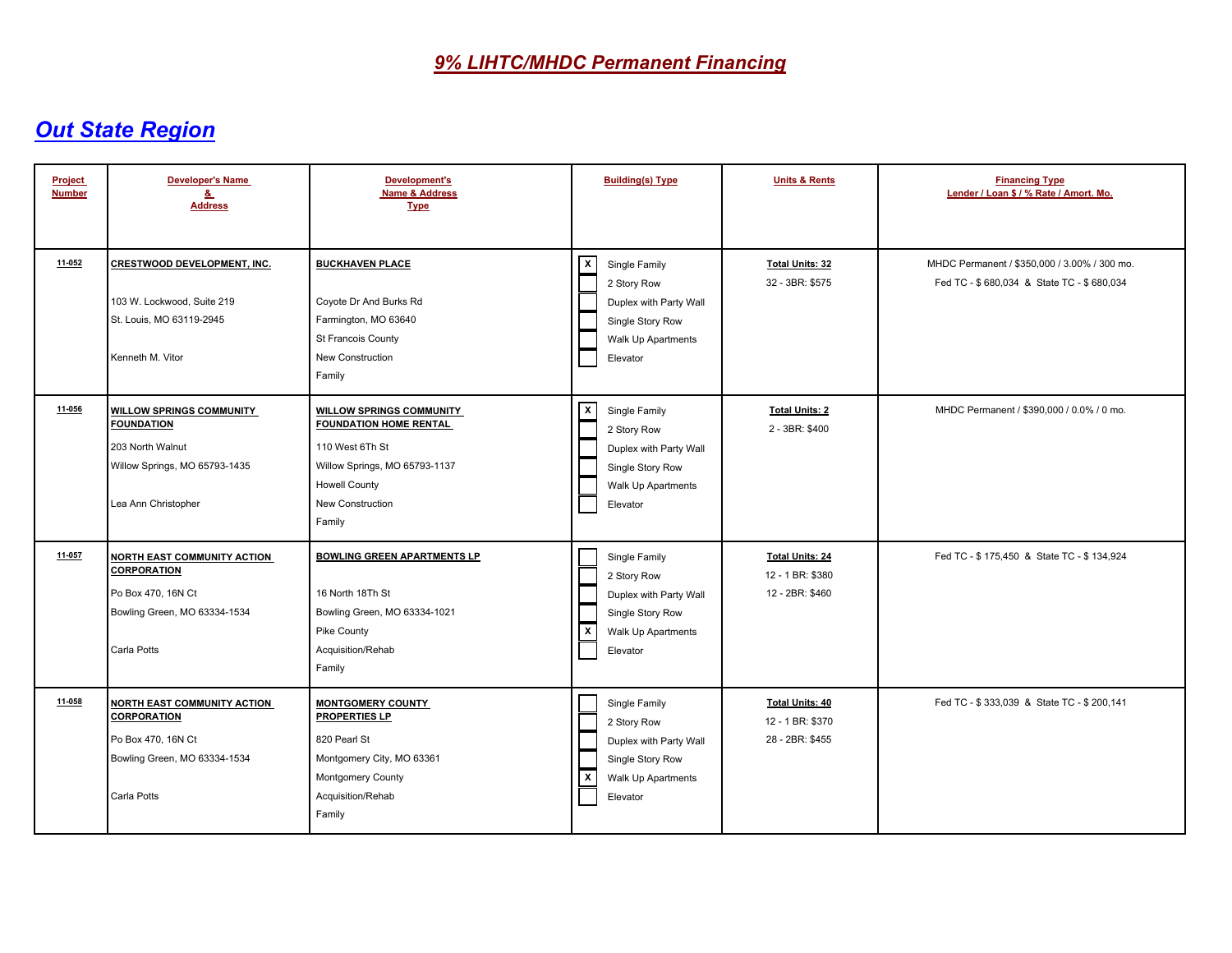# 9% LIHTC/MHDC Permanent Financing

## Out State Region

| Project Number | Developer's Name & Address | Development's Name & Address Type | Building(s) Type | Units & Rents | Financing Type Lender / Loan $ / % Rate / Amort. Mo. |
|---|---|---|---|---|---|
| 11-052 | **CRESTWOOD DEVELOPMENT, INC.**<br><br>103 W. Lockwood, Suite 219<br>St. Louis, MO 63119-2945<br><br>Kenneth M. Vitor | **BUCKHAVEN PLACE**<br><br>Coyote Dr And Burks Rd<br>Farmington, MO 63640<br>St Francois County<br>New Construction<br>Family | [X] Single Family<br>[ ] 2 Story Row<br>[ ] Duplex with Party Wall<br>[ ] Single Story Row<br>[ ] Walk Up Apartments<br>[ ] Elevator | **Total Units: 32**<br>32 - 3BR: $575 | MHDC Permanent / $350,000 / 3.00% / 300 mo.<br>Fed TC - $ 680,034 & State TC - $ 680,034 |
| 11-056 | **WILLOW SPRINGS COMMUNITY FOUNDATION**<br>203 North Walnut<br>Willow Springs, MO 65793-1435<br><br>Lea Ann Christopher | **WILLOW SPRINGS COMMUNITY FOUNDATION HOME RENTAL**<br>110 West 6Th St<br>Willow Springs, MO 65793-1137<br>Howell County<br>New Construction<br>Family | [X] Single Family<br>[ ] 2 Story Row<br>[ ] Duplex with Party Wall<br>[ ] Single Story Row<br>[ ] Walk Up Apartments<br>[ ] Elevator | **Total Units: 2**<br>2 - 3BR: $400 | MHDC Permanent / $390,000 / 0.0% / 0 mo. |
| 11-057 | **NORTH EAST COMMUNITY ACTION CORPORATION**<br>Po Box 470, 16N Ct<br>Bowling Green, MO 63334-1534<br><br>Carla Potts | **BOWLING GREEN APARTMENTS LP**<br><br>16 North 18Th St<br>Bowling Green, MO 63334-1021<br>Pike County<br>Acquisition/Rehab<br>Family | [ ] Single Family<br>[ ] 2 Story Row<br>[ ] Duplex with Party Wall<br>[ ] Single Story Row<br>[X] Walk Up Apartments<br>[ ] Elevator | **Total Units: 24**<br>12 - 1 BR: $380<br>12 - 2BR: $460 | Fed TC - $ 175,450 & State TC - $ 134,924 |
| 11-058 | **NORTH EAST COMMUNITY ACTION CORPORATION**<br>Po Box 470, 16N Ct<br>Bowling Green, MO 63334-1534<br><br>Carla Potts | **MONTGOMERY COUNTY PROPERTIES LP**<br>820 Pearl St<br>Montgomery City, MO 63361<br>Montgomery County<br>Acquisition/Rehab<br>Family | [ ] Single Family<br>[ ] 2 Story Row<br>[ ] Duplex with Party Wall<br>[ ] Single Story Row<br>[X] Walk Up Apartments<br>[ ] Elevator | **Total Units: 40**<br>12 - 1 BR: $370<br>28 - 2BR: $455 | Fed TC - $ 333,039 & State TC - $ 200,141 |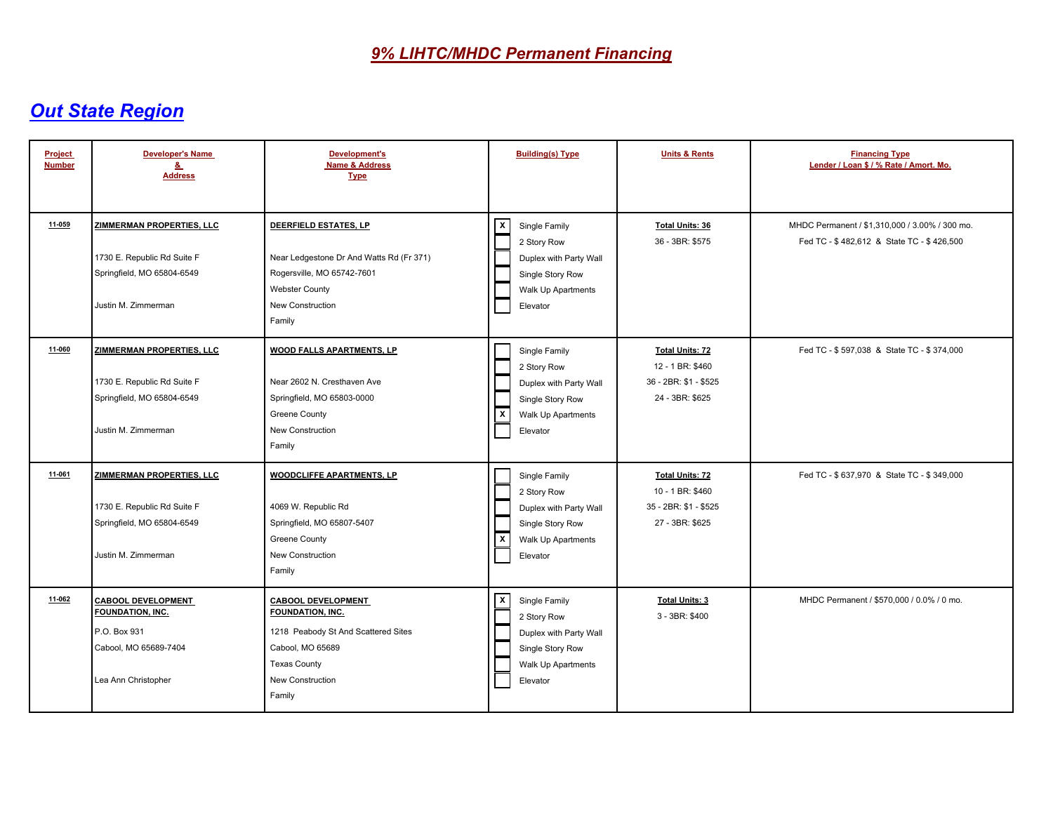# 9% LIHTC/MHDC Permanent Financing

## Out State Region

| Project Number | Developer's Name & Address | Development's Name & Address Type | Building(s) Type | Units & Rents | Financing Type Lender / Loan $ / % Rate / Amort. Mo. |
|---|---|---|---|---|---|
| 11-059 | **ZIMMERMAN PROPERTIES, LLC**<br><br>1730 E. Republic Rd Suite F<br>Springfield, MO 65804-6549<br><br>Justin M. Zimmerman | **DEERFIELD ESTATES, LP**<br><br>Near Ledgestone Dr And Watts Rd (Fr 371)<br>Rogersville, MO 65742-7601<br>Webster County<br>New Construction<br>Family | [X] Single Family<br>[ ] 2 Story Row<br>[ ] Duplex with Party Wall<br>[ ] Single Story Row<br>[ ] Walk Up Apartments<br>[ ] Elevator | **Total Units: 36**<br>36 - 3BR: $575 | MHDC Permanent / $1,310,000 / 3.00% / 300 mo.<br>Fed TC - $ 482,612 & State TC - $ 426,500 |
| 11-060 | **ZIMMERMAN PROPERTIES, LLC**<br><br>1730 E. Republic Rd Suite F<br>Springfield, MO 65804-6549<br><br>Justin M. Zimmerman | **WOOD FALLS APARTMENTS, LP**<br><br>Near 2602 N. Cresthaven Ave<br>Springfield, MO 65803-0000<br>Greene County<br>New Construction<br>Family | [ ] Single Family<br>[ ] 2 Story Row<br>[ ] Duplex with Party Wall<br>[ ] Single Story Row<br>[X] Walk Up Apartments<br>[ ] Elevator | **Total Units: 72**<br>12 - 1 BR: $460<br>36 - 2BR: $1 - $525<br>24 - 3BR: $625 | Fed TC - $ 597,038 & State TC - $ 374,000 |
| 11-061 | **ZIMMERMAN PROPERTIES, LLC**<br><br>1730 E. Republic Rd Suite F<br>Springfield, MO 65804-6549<br><br>Justin M. Zimmerman | **WOODCLIFFE APARTMENTS, LP**<br><br>4069 W. Republic Rd<br>Springfield, MO 65807-5407<br>Greene County<br>New Construction<br>Family | [ ] Single Family<br>[ ] 2 Story Row<br>[ ] Duplex with Party Wall<br>[ ] Single Story Row<br>[X] Walk Up Apartments<br>[ ] Elevator | **Total Units: 72**<br>10 - 1 BR: $460<br>35 - 2BR: $1 - $525<br>27 - 3BR: $625 | Fed TC - $ 637,970 & State TC - $ 349,000 |
| 11-062 | **CABOOL DEVELOPMENT FOUNDATION, INC.**<br>P.O. Box 931<br>Cabool, MO 65689-7404<br><br>Lea Ann Christopher | **CABOOL DEVELOPMENT FOUNDATION, INC.**<br>1218 Peabody St And Scattered Sites<br>Cabool, MO 65689<br>Texas County<br>New Construction<br>Family | [X] Single Family<br>[ ] 2 Story Row<br>[ ] Duplex with Party Wall<br>[ ] Single Story Row<br>[ ] Walk Up Apartments<br>[ ] Elevator | **Total Units: 3**<br>3 - 3BR: $400 | MHDC Permanent / $570,000 / 0.0% / 0 mo. |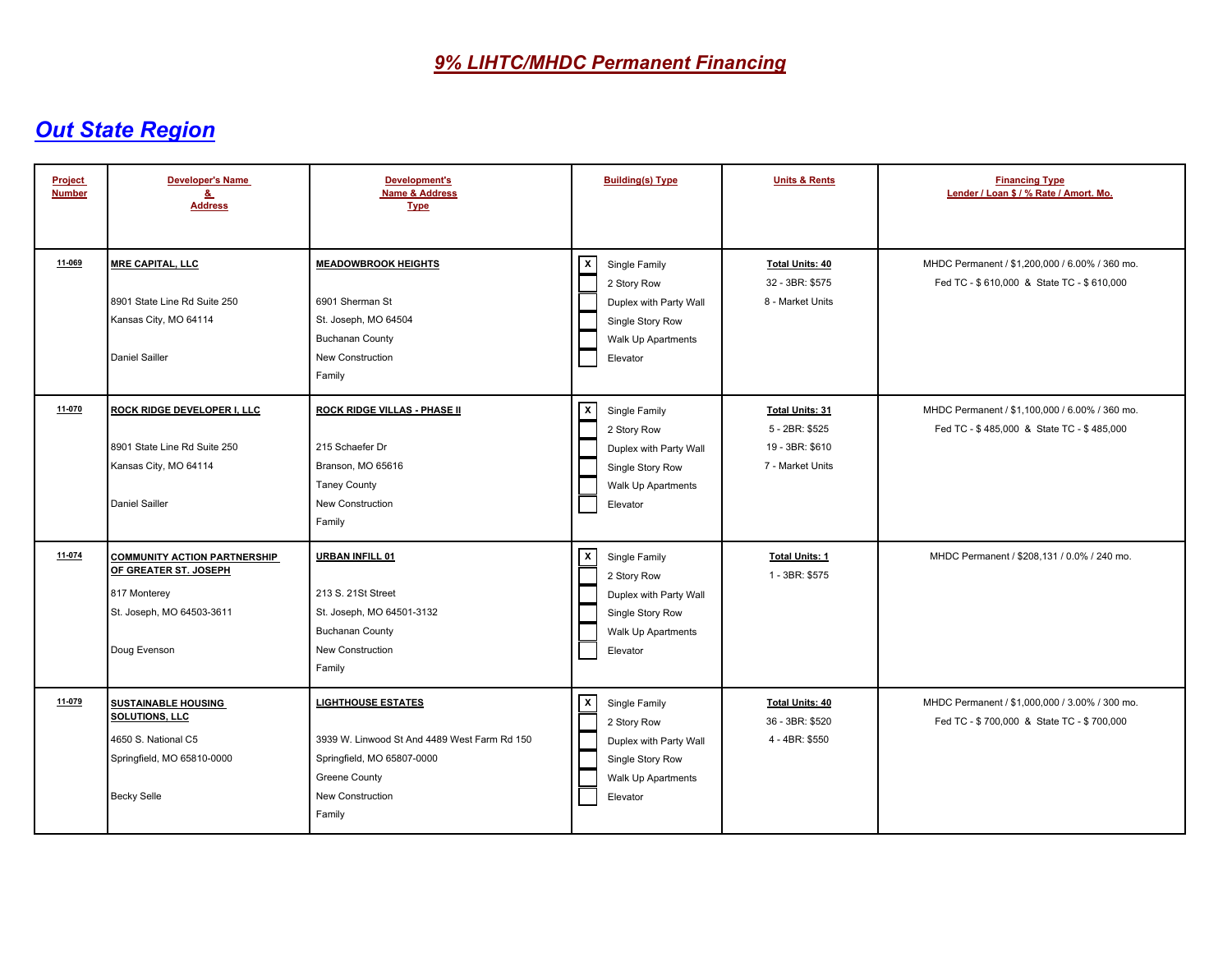# 9% LIHTC/MHDC Permanent Financing

## Out State Region

| Project Number | Developer's Name & Address | Development's Name & Address Type | Building(s) Type | Units & Rents | Financing Type Lender / Loan $ / % Rate / Amort. Mo. |
|---|---|---|---|---|---|
| **11-069** | **MRE CAPITAL, LLC**<br><br>8901 State Line Rd Suite 250<br>Kansas City, MO 64114<br><br>Daniel Sailler | **MEADOWBROOK HEIGHTS**<br><br>6901 Sherman St<br>St. Joseph, MO 64504<br>Buchanan County<br>New Construction<br>Family | [X] Single Family<br>[ ] 2 Story Row<br>[ ] Duplex with Party Wall<br>[ ] Single Story Row<br>[ ] Walk Up Apartments<br>[ ] Elevator | **Total Units: 40**<br>32 - 3BR: $575<br>8 - Market Units | MHDC Permanent / $1,200,000 / 6.00% / 360 mo.<br>Fed TC - $ 610,000 & State TC - $ 610,000 |
| **11-070** | **ROCK RIDGE DEVELOPER I, LLC**<br><br>8901 State Line Rd Suite 250<br>Kansas City, MO 64114<br><br>Daniel Sailler | **ROCK RIDGE VILLAS - PHASE II**<br><br>215 Schaefer Dr<br>Branson, MO 65616<br>Taney County<br>New Construction<br>Family | [X] Single Family<br>[ ] 2 Story Row<br>[ ] Duplex with Party Wall<br>[ ] Single Story Row<br>[ ] Walk Up Apartments<br>[ ] Elevator | **Total Units: 31**<br>5 - 2BR: $525<br>19 - 3BR: $610<br>7 - Market Units | MHDC Permanent / $1,100,000 / 6.00% / 360 mo.<br>Fed TC - $ 485,000 & State TC - $ 485,000 |
| **11-074** | **COMMUNITY ACTION PARTNERSHIP OF GREATER ST. JOSEPH**<br>817 Monterey<br>St. Joseph, MO 64503-3611<br><br>Doug Evenson | **URBAN INFILL 01**<br><br>213 S. 21St Street<br>St. Joseph, MO 64501-3132<br>Buchanan County<br>New Construction<br>Family | [X] Single Family<br>[ ] 2 Story Row<br>[ ] Duplex with Party Wall<br>[ ] Single Story Row<br>[ ] Walk Up Apartments<br>[ ] Elevator | **Total Units: 1**<br>1 - 3BR: $575 | MHDC Permanent / $208,131 / 0.0% / 240 mo. |
| **11-079** | **SUSTAINABLE HOUSING SOLUTIONS, LLC**<br>4650 S. National C5<br>Springfield, MO 65810-0000<br><br>Becky Selle | **LIGHTHOUSE ESTATES**<br><br>3939 W. Linwood St And 4489 West Farm Rd 150<br>Springfield, MO 65807-0000<br>Greene County<br>New Construction<br>Family | [X] Single Family<br>[ ] 2 Story Row<br>[ ] Duplex with Party Wall<br>[ ] Single Story Row<br>[ ] Walk Up Apartments<br>[ ] Elevator | **Total Units: 40**<br>36 - 3BR: $520<br>4 - 4BR: $550 | MHDC Permanent / $1,000,000 / 3.00% / 300 mo.<br>Fed TC - $ 700,000 & State TC - $ 700,000 |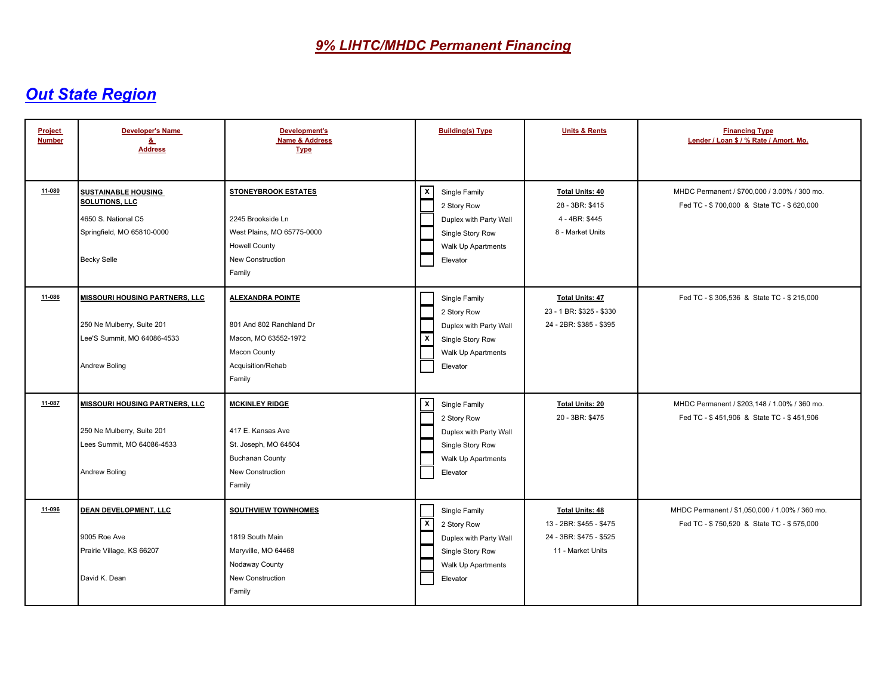# 9% LIHTC/MHDC Permanent Financing

## Out State Region

| Project Number | Developer's Name & Address | Development's Name & Address Type | Building(s) Type | Units & Rents | Financing Type Lender / Loan $ / % Rate / Amort. Mo. |
|---|---|---|---|---|---|
| 11-080 | **SUSTAINABLE HOUSING SOLUTIONS, LLC**<br>4650 S. National C5<br>Springfield, MO 65810-0000<br>Becky Selle | **STONEYBROOK ESTATES**<br>2245 Brookside Ln<br>West Plains, MO 65775-0000<br>Howell County<br>New Construction<br>Family | [X] Single Family<br>[ ] 2 Story Row<br>[ ] Duplex with Party Wall<br>[ ] Single Story Row<br>[ ] Walk Up Apartments<br>[ ] Elevator | **Total Units: 40**<br>28 - 3BR: $415<br>4 - 4BR: $445<br>8 - Market Units | MHDC Permanent / $700,000 / 3.00% / 300 mo.<br>Fed TC - $ 700,000 & State TC - $ 620,000 |
| 11-086 | **MISSOURI HOUSING PARTNERS, LLC**<br>250 Ne Mulberry, Suite 201<br>Lee'S Summit, MO 64086-4533<br>Andrew Boling | **ALEXANDRA POINTE**<br>801 And 802 Ranchland Dr<br>Macon, MO 63552-1972<br>Macon County<br>Acquisition/Rehab<br>Family | [ ] Single Family<br>[ ] 2 Story Row<br>[ ] Duplex with Party Wall<br>[X] Single Story Row<br>[ ] Walk Up Apartments<br>[ ] Elevator | **Total Units: 47**<br>23 - 1 BR: $325 - $330<br>24 - 2BR: $385 - $395 | Fed TC - $ 305,536 & State TC - $ 215,000 |
| 11-087 | **MISSOURI HOUSING PARTNERS, LLC**<br>250 Ne Mulberry, Suite 201<br>Lees Summit, MO 64086-4533<br>Andrew Boling | **MCKINLEY RIDGE**<br>417 E. Kansas Ave<br>St. Joseph, MO 64504<br>Buchanan County<br>New Construction<br>Family | [X] Single Family<br>[ ] 2 Story Row<br>[ ] Duplex with Party Wall<br>[ ] Single Story Row<br>[ ] Walk Up Apartments<br>[ ] Elevator | **Total Units: 20**<br>20 - 3BR: $475 | MHDC Permanent / $203,148 / 1.00% / 360 mo.<br>Fed TC - $ 451,906 & State TC - $ 451,906 |
| 11-096 | **DEAN DEVELOPMENT, LLC**<br>9005 Roe Ave<br>Prairie Village, KS 66207<br>David K. Dean | **SOUTHVIEW TOWNHOMES**<br>1819 South Main<br>Maryville, MO 64468<br>Nodaway County<br>New Construction<br>Family | [ ] Single Family<br>[X] 2 Story Row<br>[ ] Duplex with Party Wall<br>[ ] Single Story Row<br>[ ] Walk Up Apartments<br>[ ] Elevator | **Total Units: 48**<br>13 - 2BR: $455 - $475<br>24 - 3BR: $475 - $525<br>11 - Market Units | MHDC Permanent / $1,050,000 / 1.00% / 360 mo.<br>Fed TC - $ 750,520 & State TC - $ 575,000 |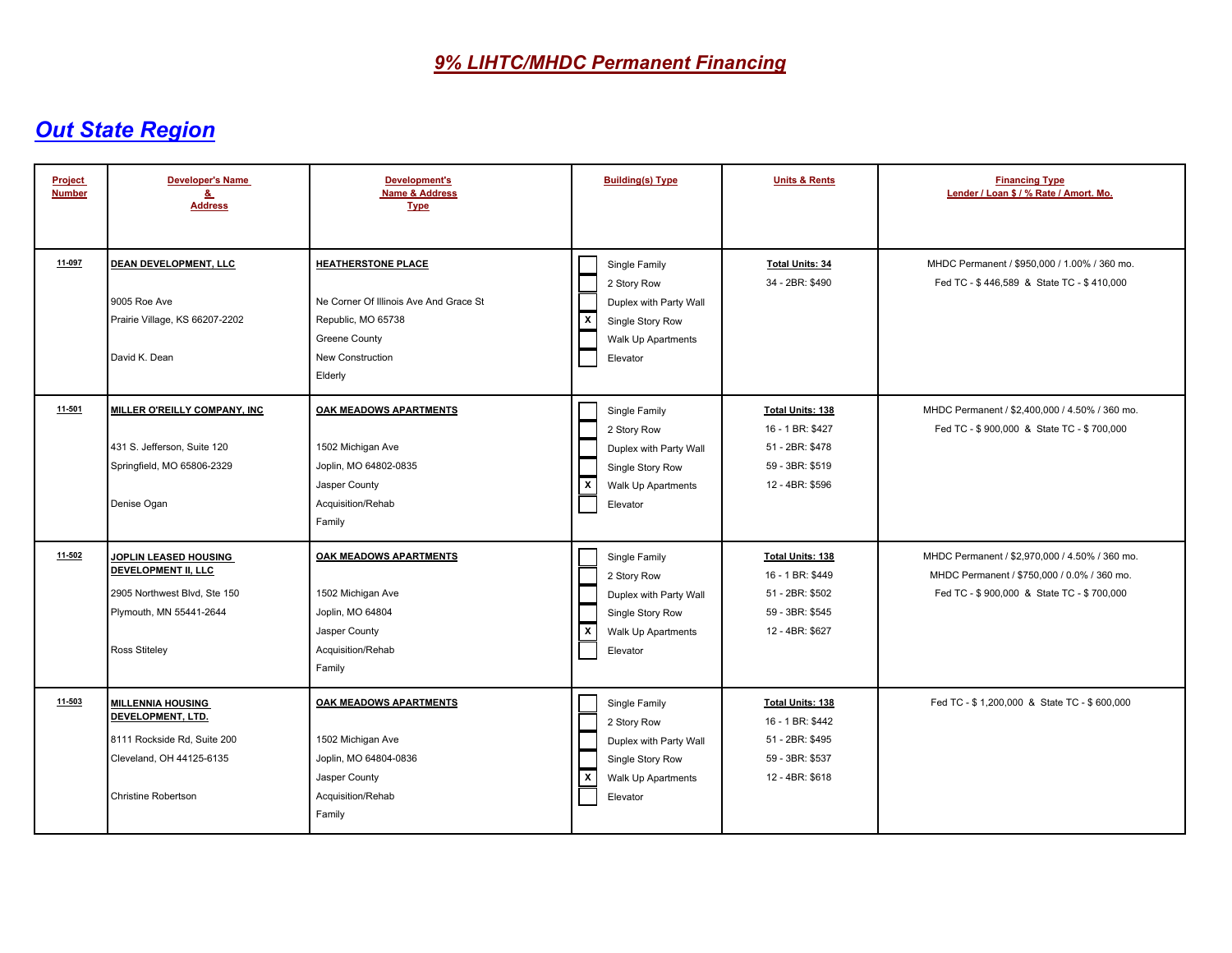# 9% LIHTC/MHDC Permanent Financing

## Out State Region

| Project Number | Developer's Name & Address | Development's Name & Address Type | Building(s) Type | Units & Rents | Financing Type Lender / Loan $ / % Rate / Amort. Mo. |
|---|---|---|---|---|---|
| 11-097 | **DEAN DEVELOPMENT, LLC**<br><br>9005 Roe Ave<br>Prairie Village, KS 66207-2202<br><br>David K. Dean | **HEATHERSTONE PLACE**<br><br>Ne Corner Of Illinois Ave And Grace St<br>Republic, MO 65738<br>Greene County<br>New Construction<br>Elderly | [ ] Single Family<br>[ ] 2 Story Row<br>[ ] Duplex with Party Wall<br>[X] Single Story Row<br>[ ] Walk Up Apartments<br>[ ] Elevator | **Total Units: 34**<br>34 - 2BR: $490 | MHDC Permanent / $950,000 / 1.00% / 360 mo.<br>Fed TC - $ 446,589 & State TC - $ 410,000 |
| 11-501 | **MILLER O'REILLY COMPANY, INC**<br><br>431 S. Jefferson, Suite 120<br>Springfield, MO 65806-2329<br><br>Denise Ogan | **OAK MEADOWS APARTMENTS**<br><br>1502 Michigan Ave<br>Joplin, MO 64802-0835<br>Jasper County<br>Acquisition/Rehab<br>Family | [ ] Single Family<br>[ ] 2 Story Row<br>[ ] Duplex with Party Wall<br>[ ] Single Story Row<br>[X] Walk Up Apartments<br>[ ] Elevator | **Total Units: 138**<br>16 - 1 BR: $427<br>51 - 2BR: $478<br>59 - 3BR: $519<br>12 - 4BR: $596 | MHDC Permanent / $2,400,000 / 4.50% / 360 mo.<br>Fed TC - $ 900,000 & State TC - $ 700,000 |
| 11-502 | **JOPLIN LEASED HOUSING DEVELOPMENT II, LLC**<br><br>2905 Northwest Blvd, Ste 150<br>Plymouth, MN 55441-2644<br><br>Ross Stiteley | **OAK MEADOWS APARTMENTS**<br><br>1502 Michigan Ave<br>Joplin, MO 64804<br>Jasper County<br>Acquisition/Rehab<br>Family | [ ] Single Family<br>[ ] 2 Story Row<br>[ ] Duplex with Party Wall<br>[ ] Single Story Row<br>[X] Walk Up Apartments<br>[ ] Elevator | **Total Units: 138**<br>16 - 1 BR: $449<br>51 - 2BR: $502<br>59 - 3BR: $545<br>12 - 4BR: $627 | MHDC Permanent / $2,970,000 / 4.50% / 360 mo.<br>MHDC Permanent / $750,000 / 0.0% / 360 mo.<br>Fed TC - $ 900,000 & State TC - $ 700,000 |
| 11-503 | **MILLENNIA HOUSING DEVELOPMENT, LTD.**<br><br>8111 Rockside Rd, Suite 200<br>Cleveland, OH 44125-6135<br><br>Christine Robertson | **OAK MEADOWS APARTMENTS**<br><br>1502 Michigan Ave<br>Joplin, MO 64804-0836<br>Jasper County<br>Acquisition/Rehab<br>Family | [ ] Single Family<br>[ ] 2 Story Row<br>[ ] Duplex with Party Wall<br>[ ] Single Story Row<br>[X] Walk Up Apartments<br>[ ] Elevator | **Total Units: 138**<br>16 - 1 BR: $442<br>51 - 2BR: $495<br>59 - 3BR: $537<br>12 - 4BR: $618 | Fed TC - $ 1,200,000 & State TC - $ 600,000 |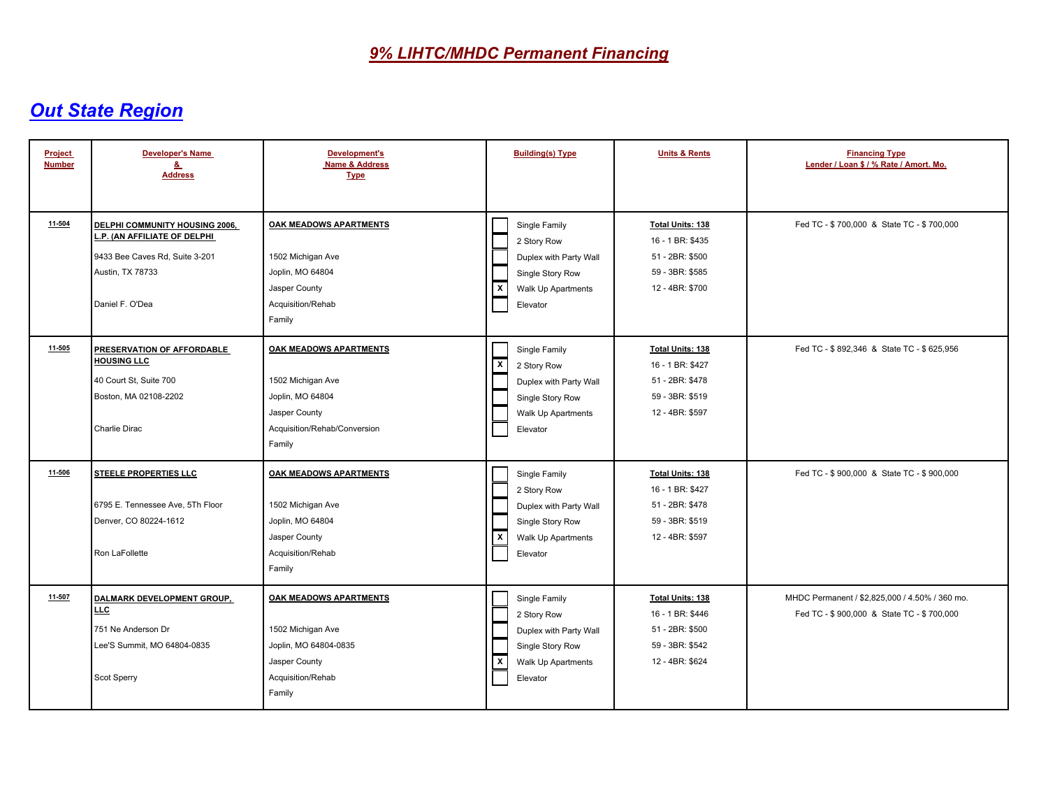# *9% LIHTC/MHDC Permanent Financing*

## *Out State Region*

| Project Number | Developer's Name & Address | Development's Name & Address Type | Building(s) Type | Units & Rents | Financing Type Lender / Loan $ / % Rate / Amort. Mo. |
|---|---|---|---|---|---|
| 11-504 | **DELPHI COMMUNITY HOUSING 2006, L.P. (AN AFFILIATE OF DELPHI**<br>9433 Bee Caves Rd, Suite 3-201<br>Austin, TX 78733<br>Daniel F. O'Dea | **OAK MEADOWS APARTMENTS**<br>1502 Michigan Ave<br>Joplin, MO 64804<br>Jasper County<br>Acquisition/Rehab<br>Family | [ ] Single Family<br>[ ] 2 Story Row<br>[ ] Duplex with Party Wall<br>[ ] Single Story Row<br>[X] Walk Up Apartments<br>[ ] Elevator | **Total Units: 138**<br>16 - 1 BR: $435<br>51 - 2BR: $500<br>59 - 3BR: $585<br>12 - 4BR: $700 | Fed TC - $ 700,000 & State TC - $ 700,000 |
| 11-505 | **PRESERVATION OF AFFORDABLE HOUSING LLC**<br>40 Court St, Suite 700<br>Boston, MA 02108-2202<br>Charlie Dirac | **OAK MEADOWS APARTMENTS**<br>1502 Michigan Ave<br>Joplin, MO 64804<br>Jasper County<br>Acquisition/Rehab/Conversion<br>Family | [ ] Single Family<br>[X] 2 Story Row<br>[ ] Duplex with Party Wall<br>[ ] Single Story Row<br>[ ] Walk Up Apartments<br>[ ] Elevator | **Total Units: 138**<br>16 - 1 BR: $427<br>51 - 2BR: $478<br>59 - 3BR: $519<br>12 - 4BR: $597 | Fed TC - $ 892,346 & State TC - $ 625,956 |
| 11-506 | **STEELE PROPERTIES LLC**<br>6795 E. Tennessee Ave, 5Th Floor<br>Denver, CO 80224-1612<br>Ron LaFollette | **OAK MEADOWS APARTMENTS**<br>1502 Michigan Ave<br>Joplin, MO 64804<br>Jasper County<br>Acquisition/Rehab<br>Family | [ ] Single Family<br>[ ] 2 Story Row<br>[ ] Duplex with Party Wall<br>[ ] Single Story Row<br>[X] Walk Up Apartments<br>[ ] Elevator | **Total Units: 138**<br>16 - 1 BR: $427<br>51 - 2BR: $478<br>59 - 3BR: $519<br>12 - 4BR: $597 | Fed TC - $ 900,000 & State TC - $ 900,000 |
| 11-507 | **DALMARK DEVELOPMENT GROUP, LLC**<br>751 Ne Anderson Dr<br>Lee'S Summit, MO 64804-0835<br>Scot Sperry | **OAK MEADOWS APARTMENTS**<br>1502 Michigan Ave<br>Joplin, MO 64804-0835<br>Jasper County<br>Acquisition/Rehab<br>Family | [ ] Single Family<br>[ ] 2 Story Row<br>[ ] Duplex with Party Wall<br>[ ] Single Story Row<br>[X] Walk Up Apartments<br>[ ] Elevator | **Total Units: 138**<br>16 - 1 BR: $446<br>51 - 2BR: $500<br>59 - 3BR: $542<br>12 - 4BR: $624 | MHDC Permanent / $2,825,000 / 4.50% / 360 mo.<br>Fed TC - $ 900,000 & State TC - $ 700,000 |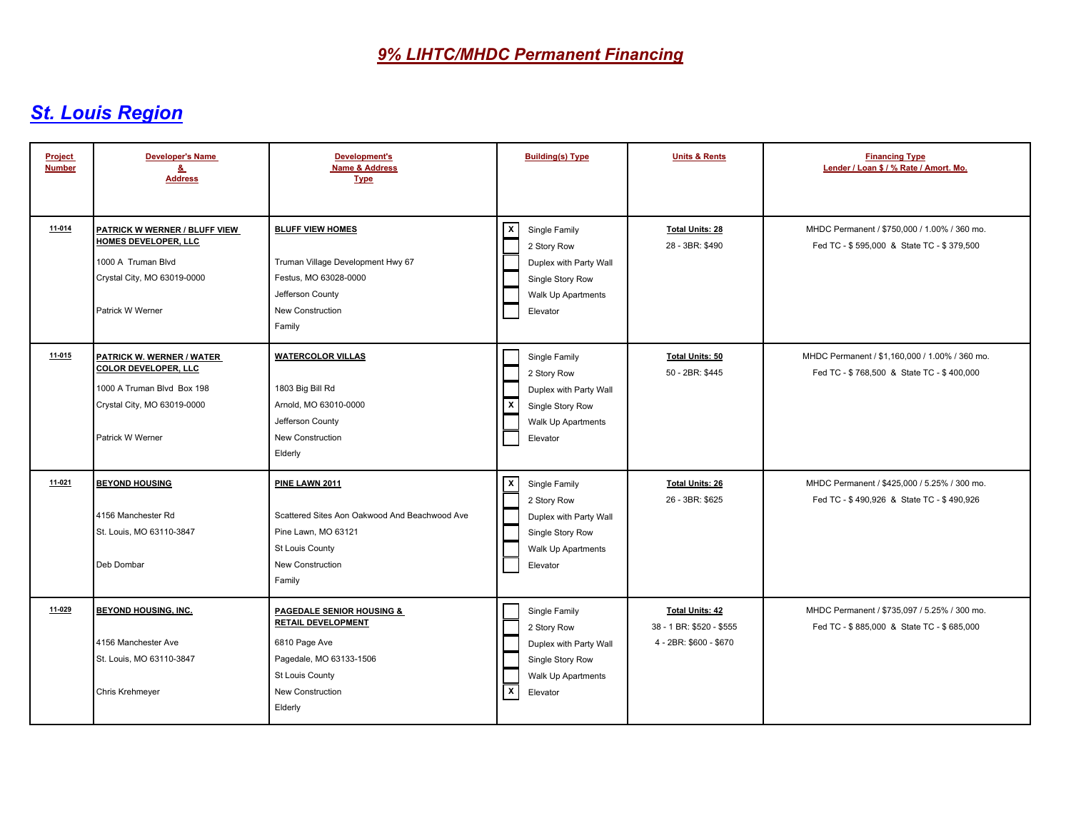## 9% LIHTC/MHDC Permanent Financing

# St. Louis Region

| Project Number | Developer's Name & Address | Development's Name & Address Type | Building(s) Type | Units & Rents | Financing Type Lender / Loan $ / % Rate / Amort. Mo. |
|---|---|---|---|---|---|
| 11-014 | **PATRICK W WERNER / BLUFF VIEW HOMES DEVELOPER, LLC**<br><br>1000 A Truman Blvd<br>Crystal City, MO 63019-0000<br><br>Patrick W Werner | **BLUFF VIEW HOMES**<br><br>Truman Village Development Hwy 67<br>Festus, MO 63028-0000<br>Jefferson County<br>New Construction<br>Family | [X] Single Family<br>[ ] 2 Story Row<br>[ ] Duplex with Party Wall<br>[ ] Single Story Row<br>[ ] Walk Up Apartments<br>[ ] Elevator | **Total Units: 28**<br>28 - 3BR: $490 | MHDC Permanent / $750,000 / 1.00% / 360 mo.<br>Fed TC - $ 595,000 & State TC - $ 379,500 |
| 11-015 | **PATRICK W. WERNER / WATER COLOR DEVELOPER, LLC**<br><br>1000 A Truman Blvd Box 198<br>Crystal City, MO 63019-0000<br><br>Patrick W Werner | **WATERCOLOR VILLAS**<br><br>1803 Big Bill Rd<br>Arnold, MO 63010-0000<br>Jefferson County<br>New Construction<br>Elderly | [ ] Single Family<br>[ ] 2 Story Row<br>[ ] Duplex with Party Wall<br>[X] Single Story Row<br>[ ] Walk Up Apartments<br>[ ] Elevator | **Total Units: 50**<br>50 - 2BR: $445 | MHDC Permanent / $1,160,000 / 1.00% / 360 mo.<br>Fed TC - $ 768,500 & State TC - $ 400,000 |
| 11-021 | **BEYOND HOUSING**<br><br>4156 Manchester Rd<br>St. Louis, MO 63110-3847<br><br>Deb Dombar | **PINE LAWN 2011**<br><br>Scattered Sites Aon Oakwood And Beachwood Ave<br>Pine Lawn, MO 63121<br>St Louis County<br>New Construction<br>Family | [X] Single Family<br>[ ] 2 Story Row<br>[ ] Duplex with Party Wall<br>[ ] Single Story Row<br>[ ] Walk Up Apartments<br>[ ] Elevator | **Total Units: 26**<br>26 - 3BR: $625 | MHDC Permanent / $425,000 / 5.25% / 300 mo.<br>Fed TC - $ 490,926 & State TC - $ 490,926 |
| 11-029 | **BEYOND HOUSING, INC.**<br><br>4156 Manchester Ave<br>St. Louis, MO 63110-3847<br><br>Chris Krehmeyer | **PAGEDALE SENIOR HOUSING & RETAIL DEVELOPMENT**<br>6810 Page Ave<br>Pagedale, MO 63133-1506<br>St Louis County<br>New Construction<br>Elderly | [ ] Single Family<br>[ ] 2 Story Row<br>[ ] Duplex with Party Wall<br>[ ] Single Story Row<br>[ ] Walk Up Apartments<br>[X] Elevator | **Total Units: 42**<br>38 - 1 BR: $520 - $555<br>4 - 2BR: $600 - $670 | MHDC Permanent / $735,097 / 5.25% / 300 mo.<br>Fed TC - $ 885,000 & State TC - $ 685,000 |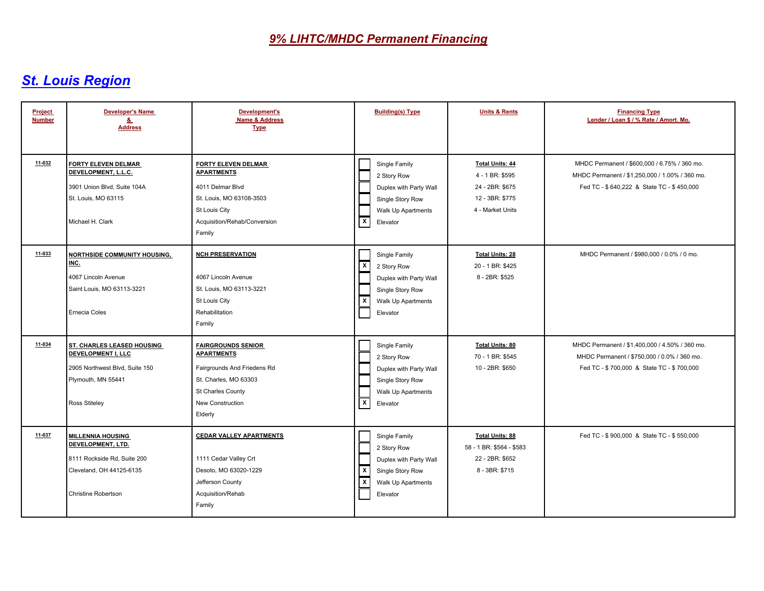# 9% LIHTC/MHDC Permanent Financing

## St. Louis Region

| Project Number | Developer's Name & Address | Development's Name & Address Type | Building(s) Type | Units & Rents | Financing Type Lender / Loan $ / % Rate / Amort. Mo. |
|---|---|---|---|---|---|
| 11-032 | **FORTY ELEVEN DELMAR DEVELOPMENT, L.L.C.**<br>3901 Union Blvd, Suite 104A<br>St. Louis, MO 63115<br>Michael H. Clark | **FORTY ELEVEN DELMAR APARTMENTS**<br>4011 Delmar Blvd<br>St. Louis, MO 63108-3503<br>St Louis City<br>Acquisition/Rehab/Conversion<br>Family | [ ] Single Family<br>[ ] 2 Story Row<br>[ ] Duplex with Party Wall<br>[ ] Single Story Row<br>[ ] Walk Up Apartments<br>[X] Elevator | **Total Units: 44**<br>4 - 1 BR: $595<br>24 - 2BR: $675<br>12 - 3BR: $775<br>4 - Market Units | MHDC Permanent / $600,000 / 6.75% / 360 mo.<br>MHDC Permanent / $1,250,000 / 1.00% / 360 mo.<br>Fed TC - $ 640,222 & State TC - $ 450,000 |
| 11-033 | **NORTHSIDE COMMUNITY HOUSING, INC.**<br>4067 Lincoln Avenue<br>Saint Louis, MO 63113-3221<br>Ernecia Coles | **NCH PRESERVATION**<br>4067 Lincoln Avenue<br>St. Louis, MO 63113-3221<br>St Louis City<br>Rehabilitation<br>Family | [ ] Single Family<br>[X] 2 Story Row<br>[ ] Duplex with Party Wall<br>[ ] Single Story Row<br>[X] Walk Up Apartments<br>[ ] Elevator | **Total Units: 28**<br>20 - 1 BR: $425<br>8 - 2BR: $525 | MHDC Permanent / $980,000 / 0.0% / 0 mo. |
| 11-034 | **ST. CHARLES LEASED HOUSING DEVELOPMENT I, LLC**<br>2905 Northwest Blvd, Suite 150<br>Plymouth, MN 55441<br>Ross Stiteley | **FAIRGROUNDS SENIOR APARTMENTS**<br>Fairgrounds And Friedens Rd<br>St. Charles, MO 63303<br>St Charles County<br>New Construction<br>Elderly | [ ] Single Family<br>[ ] 2 Story Row<br>[ ] Duplex with Party Wall<br>[ ] Single Story Row<br>[ ] Walk Up Apartments<br>[X] Elevator | **Total Units: 80**<br>70 - 1 BR: $545<br>10 - 2BR: $650 | MHDC Permanent / $1,400,000 / 4.50% / 360 mo.<br>MHDC Permanent / $750,000 / 0.0% / 360 mo.<br>Fed TC - $ 700,000 & State TC - $ 700,000 |
| 11-037 | **MILLENNIA HOUSING DEVELOPMENT, LTD.**<br>8111 Rockside Rd, Suite 200<br>Cleveland, OH 44125-6135<br>Christine Robertson | **CEDAR VALLEY APARTMENTS**<br>1111 Cedar Valley Crt<br>Desoto, MO 63020-1229<br>Jefferson County<br>Acquisition/Rehab<br>Family | [ ] Single Family<br>[ ] 2 Story Row<br>[ ] Duplex with Party Wall<br>[X] Single Story Row<br>[X] Walk Up Apartments<br>[ ] Elevator | **Total Units: 88**<br>58 - 1 BR: $564 - $583<br>22 - 2BR: $652<br>8 - 3BR: $715 | Fed TC - $ 900,000 & State TC - $ 550,000 |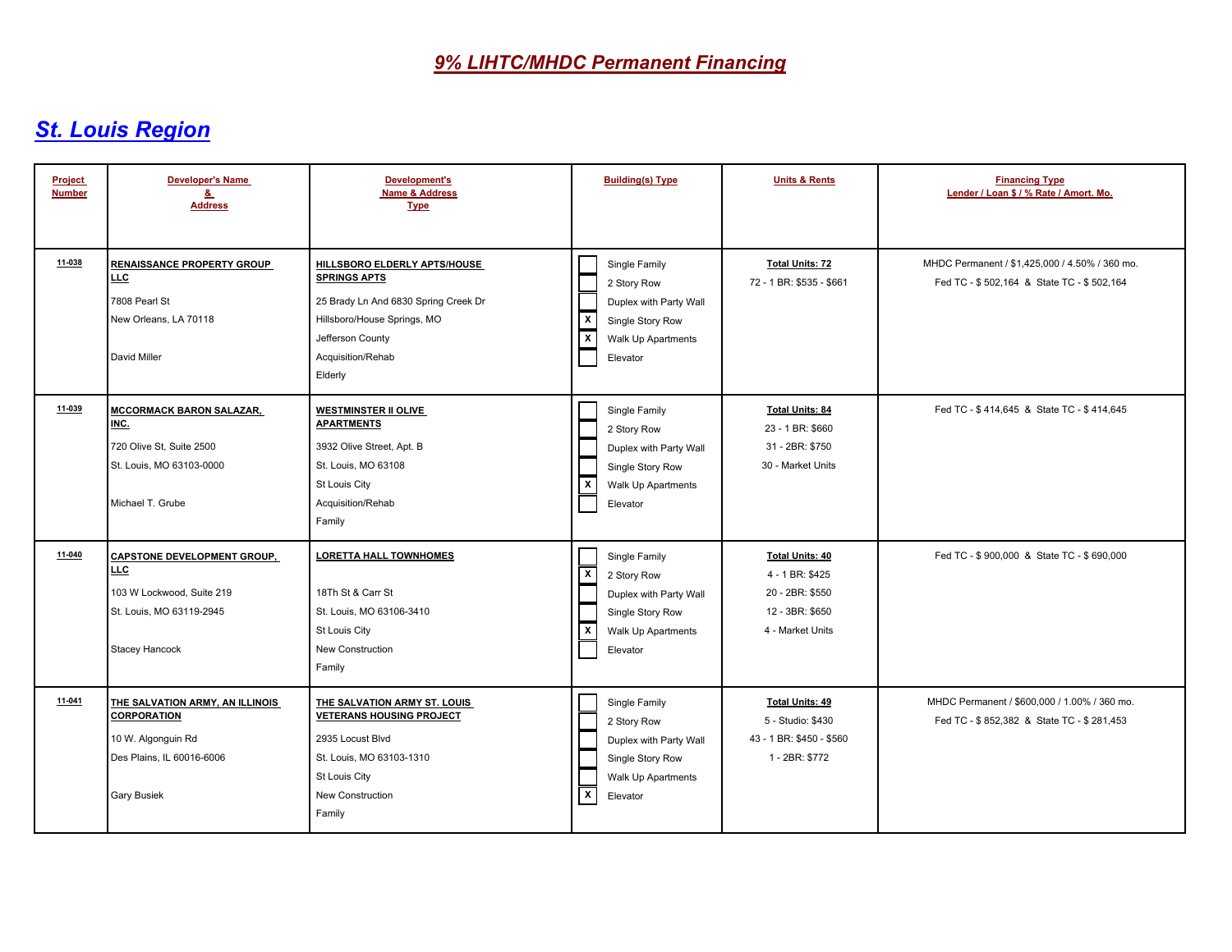# *9% LIHTC/MHDC Permanent Financing*

## *St. Louis Region*

| Project Number | Developer's Name & Address | Development's Name & Address Type | Building(s) Type | Units & Rents | Financing Type Lender / Loan $ / % Rate / Amort. Mo. |
|---|---|---|---|---|---|
| 11-038 | **RENAISSANCE PROPERTY GROUP LLC**<br>7808 Pearl St<br>New Orleans, LA 70118<br><br>David Miller | **HILLSBORO ELDERLY APTS/HOUSE SPRINGS APTS**<br>25 Brady Ln And 6830 Spring Creek Dr<br>Hillsboro/House Springs, MO<br>Jefferson County<br>Acquisition/Rehab<br>Elderly | [ ] Single Family<br>[ ] 2 Story Row<br>[ ] Duplex with Party Wall<br>[X] Single Story Row<br>[X] Walk Up Apartments<br>[ ] Elevator | **Total Units: 72**<br>72 - 1 BR: $535 - $661 | MHDC Permanent / $1,425,000 / 4.50% / 360 mo.<br>Fed TC - $ 502,164 & State TC - $ 502,164 |
| 11-039 | **MCCORMACK BARON SALAZAR, INC.**<br>720 Olive St, Suite 2500<br>St. Louis, MO 63103-0000<br><br>Michael T. Grube | **WESTMINSTER II OLIVE APARTMENTS**<br>3932 Olive Street, Apt. B<br>St. Louis, MO 63108<br>St Louis City<br>Acquisition/Rehab<br>Family | [ ] Single Family<br>[ ] 2 Story Row<br>[ ] Duplex with Party Wall<br>[ ] Single Story Row<br>[X] Walk Up Apartments<br>[ ] Elevator | **Total Units: 84**<br>23 - 1 BR: $660<br>31 - 2BR: $750<br>30 - Market Units | Fed TC - $ 414,645 & State TC - $ 414,645 |
| 11-040 | **CAPSTONE DEVELOPMENT GROUP, LLC**<br>103 W Lockwood, Suite 219<br>St. Louis, MO 63119-2945<br><br>Stacey Hancock | **LORETTA HALL TOWNHOMES**<br><br>18Th St & Carr St<br>St. Louis, MO 63106-3410<br>St Louis City<br>New Construction<br>Family | [ ] Single Family<br>[X] 2 Story Row<br>[ ] Duplex with Party Wall<br>[ ] Single Story Row<br>[X] Walk Up Apartments<br>[ ] Elevator | **Total Units: 40**<br>4 - 1 BR: $425<br>20 - 2BR: $550<br>12 - 3BR: $650<br>4 - Market Units | Fed TC - $ 900,000 & State TC - $ 690,000 |
| 11-041 | **THE SALVATION ARMY, AN ILLINOIS CORPORATION**<br>10 W. Algonguin Rd<br>Des Plains, IL 60016-6006<br><br>Gary Busiek | **THE SALVATION ARMY ST. LOUIS VETERANS HOUSING PROJECT**<br>2935 Locust Blvd<br>St. Louis, MO 63103-1310<br>St Louis City<br>New Construction<br>Family | [ ] Single Family<br>[ ] 2 Story Row<br>[ ] Duplex with Party Wall<br>[ ] Single Story Row<br>[ ] Walk Up Apartments<br>[X] Elevator | **Total Units: 49**<br>5 - Studio: $430<br>43 - 1 BR: $450 - $560<br>1 - 2BR: $772 | MHDC Permanent / $600,000 / 1.00% / 360 mo.<br>Fed TC - $ 852,382 & State TC - $ 281,453 |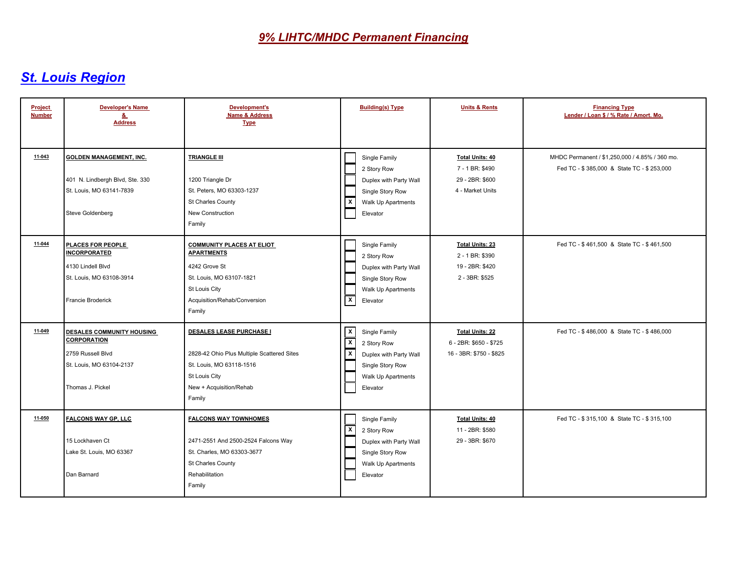# 9% LIHTC/MHDC Permanent Financing

## St. Louis Region

| Project Number | Developer's Name & Address | Development's Name & Address Type | Building(s) Type | Units & Rents | Financing Type Lender / Loan $ / % Rate / Amort. Mo. |
|---|---|---|---|---|---|
| 11-043 | **GOLDEN MANAGEMENT, INC.**<br>401 N. Lindbergh Blvd, Ste. 330<br>St. Louis, MO 63141-7839<br>Steve Goldenberg | **TRIANGLE III**<br>1200 Triangle Dr<br>St. Peters, MO 63303-1237<br>St Charles County<br>New Construction<br>Family | [ ] Single Family<br>[ ] 2 Story Row<br>[ ] Duplex with Party Wall<br>[ ] Single Story Row<br>[X] Walk Up Apartments<br>[ ] Elevator | **Total Units: 40**<br>7 - 1 BR: $490<br>29 - 2BR: $600<br>4 - Market Units | MHDC Permanent / $1,250,000 / 4.85% / 360 mo.<br>Fed TC - $ 385,000 & State TC - $ 253,000 |
| 11-044 | **PLACES FOR PEOPLE INCORPORATED**<br>4130 Lindell Blvd<br>St. Louis, MO 63108-3914<br>Francie Broderick | **COMMUNITY PLACES AT ELIOT APARTMENTS**<br>4242 Grove St<br>St. Louis, MO 63107-1821<br>St Louis City<br>Acquisition/Rehab/Conversion<br>Family | [ ] Single Family<br>[ ] 2 Story Row<br>[ ] Duplex with Party Wall<br>[ ] Single Story Row<br>[ ] Walk Up Apartments<br>[X] Elevator | **Total Units: 23**<br>2 - 1 BR: $390<br>19 - 2BR: $420<br>2 - 3BR: $525 | Fed TC - $ 461,500 & State TC - $ 461,500 |
| 11-049 | **DESALES COMMUNITY HOUSING CORPORATION**<br>2759 Russell Blvd<br>St. Louis, MO 63104-2137<br>Thomas J. Pickel | **DESALES LEASE PURCHASE I**<br>2828-42 Ohio Plus Multiple Scattered Sites<br>St. Louis, MO 63118-1516<br>St Louis City<br>New + Acquisition/Rehab<br>Family | [X] Single Family<br>[X] 2 Story Row<br>[X] Duplex with Party Wall<br>[ ] Single Story Row<br>[ ] Walk Up Apartments<br>[ ] Elevator | **Total Units: 22**<br>6 - 2BR: $650 - $725<br>16 - 3BR: $750 - $825 | Fed TC - $ 486,000 & State TC - $ 486,000 |
| 11-050 | **FALCONS WAY GP, LLC**<br>15 Lockhaven Ct<br>Lake St. Louis, MO 63367<br>Dan Barnard | **FALCONS WAY TOWNHOMES**<br>2471-2551 And 2500-2524 Falcons Way<br>St. Charles, MO 63303-3677<br>St Charles County<br>Rehabilitation<br>Family | [ ] Single Family<br>[X] 2 Story Row<br>[ ] Duplex with Party Wall<br>[ ] Single Story Row<br>[ ] Walk Up Apartments<br>[ ] Elevator | **Total Units: 40**<br>11 - 2BR: $580<br>29 - 3BR: $670 | Fed TC - $ 315,100 & State TC - $ 315,100 |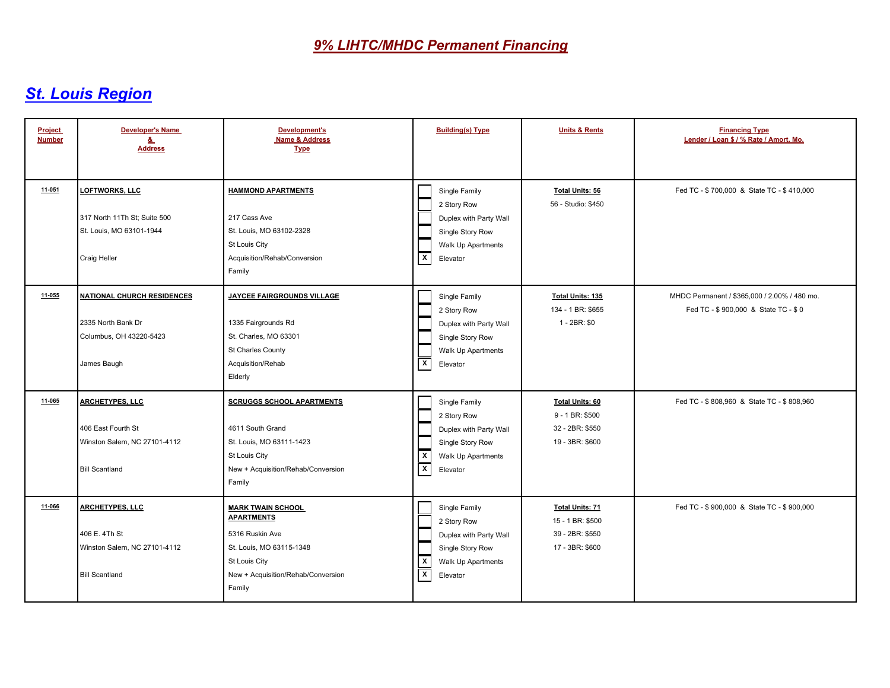# 9% LIHTC/MHDC Permanent Financing

## St. Louis Region

| Project Number | Developer's Name & Address | Development's Name & Address Type | Building(s) Type | Units & Rents | Financing Type Lender / Loan $ / % Rate / Amort. Mo. |
|---|---|---|---|---|---|
| 11-051 | **LOFTWORKS, LLC**<br><br>317 North 11Th St; Suite 500<br>St. Louis, MO 63101-1944<br><br>Craig Heller | **HAMMOND APARTMENTS**<br><br>217 Cass Ave<br>St. Louis, MO 63102-2328<br>St Louis City<br>Acquisition/Rehab/Conversion<br>Family | [ ] Single Family<br>[ ] 2 Story Row<br>[ ] Duplex with Party Wall<br>[ ] Single Story Row<br>[ ] Walk Up Apartments<br>[X] Elevator | **Total Units: 56**<br>56 - Studio: $450 | Fed TC - $ 700,000 & State TC - $ 410,000 |
| 11-055 | **NATIONAL CHURCH RESIDENCES**<br><br>2335 North Bank Dr<br>Columbus, OH 43220-5423<br><br>James Baugh | **JAYCEE FAIRGROUNDS VILLAGE**<br><br>1335 Fairgrounds Rd<br>St. Charles, MO 63301<br>St Charles County<br>Acquisition/Rehab<br>Elderly | [ ] Single Family<br>[ ] 2 Story Row<br>[ ] Duplex with Party Wall<br>[ ] Single Story Row<br>[ ] Walk Up Apartments<br>[X] Elevator | **Total Units: 135**<br>134 - 1 BR: $655<br>1 - 2BR: $0 | MHDC Permanent / $365,000 / 2.00% / 480 mo.<br>Fed TC - $ 900,000 & State TC - $ 0 |
| 11-065 | **ARCHETYPES, LLC**<br><br>406 East Fourth St<br>Winston Salem, NC 27101-4112<br><br>Bill Scantland | **SCRUGGS SCHOOL APARTMENTS**<br><br>4611 South Grand<br>St. Louis, MO 63111-1423<br>St Louis City<br>New + Acquisition/Rehab/Conversion<br>Family | [ ] Single Family<br>[ ] 2 Story Row<br>[ ] Duplex with Party Wall<br>[ ] Single Story Row<br>[X] Walk Up Apartments<br>[X] Elevator | **Total Units: 60**<br>9 - 1 BR: $500<br>32 - 2BR: $550<br>19 - 3BR: $600 | Fed TC - $ 808,960 & State TC - $ 808,960 |
| 11-066 | **ARCHETYPES, LLC**<br><br>406 E. 4Th St<br>Winston Salem, NC 27101-4112<br><br>Bill Scantland | **MARK TWAIN SCHOOL APARTMENTS**<br>5316 Ruskin Ave<br>St. Louis, MO 63115-1348<br>St Louis City<br>New + Acquisition/Rehab/Conversion<br>Family | [ ] Single Family<br>[ ] 2 Story Row<br>[ ] Duplex with Party Wall<br>[ ] Single Story Row<br>[X] Walk Up Apartments<br>[X] Elevator | **Total Units: 71**<br>15 - 1 BR: $500<br>39 - 2BR: $550<br>17 - 3BR: $600 | Fed TC - $ 900,000 & State TC - $ 900,000 |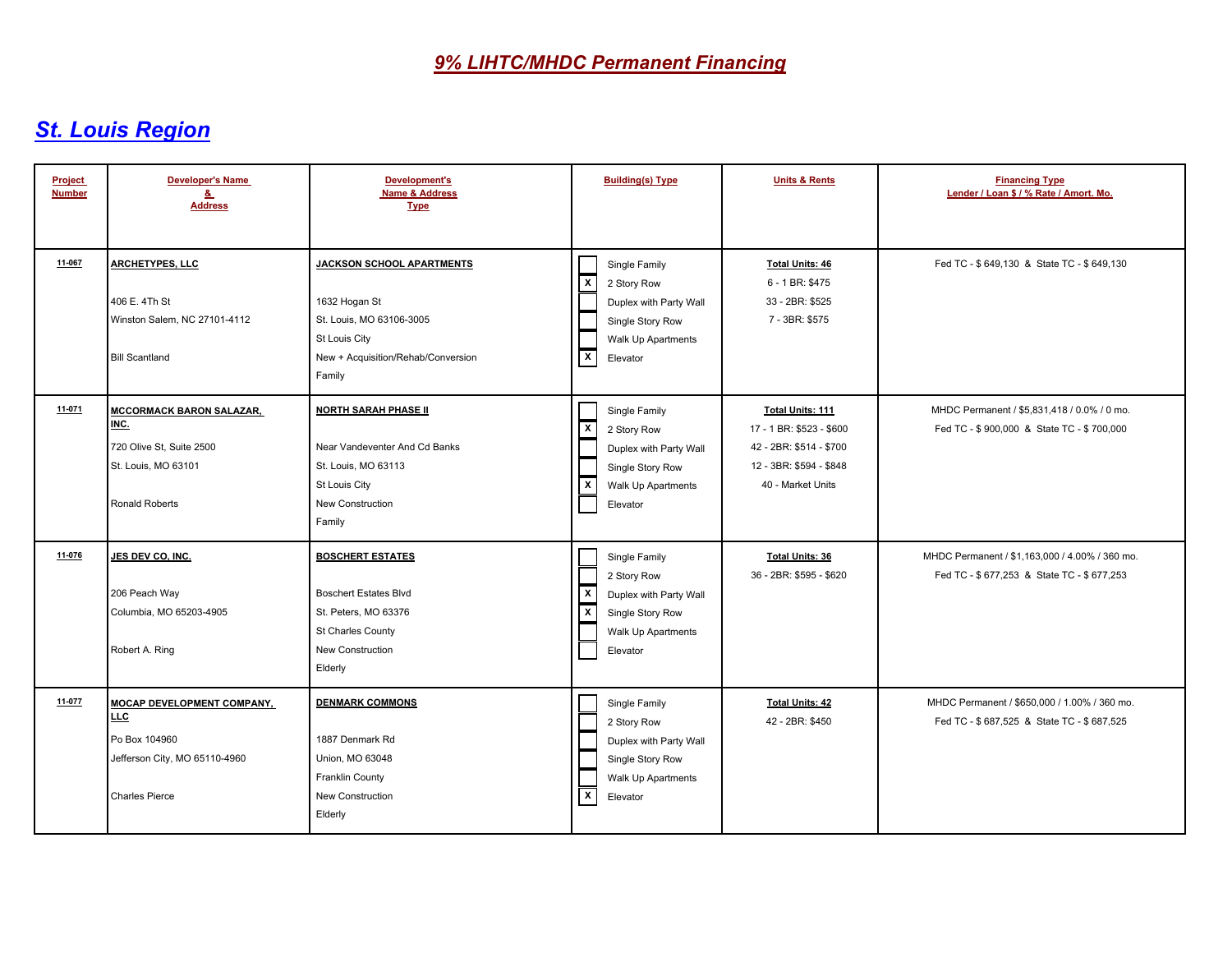# 9% LIHTC/MHDC Permanent Financing

## St. Louis Region

| Project Number | Developer's Name & Address | Development's Name & Address Type | Building(s) Type | Units & Rents | Financing Type Lender / Loan $ / % Rate / Amort. Mo. |
|---|---|---|---|---|---|
| 11-067 | **ARCHETYPES, LLC**<br><br>406 E. 4Th St<br>Winston Salem, NC 27101-4112<br><br>Bill Scantland | **JACKSON SCHOOL APARTMENTS**<br><br>1632 Hogan St<br>St. Louis, MO 63106-3005<br>St Louis City<br>New + Acquisition/Rehab/Conversion<br>Family | [ ] Single Family<br>[X] 2 Story Row<br>[ ] Duplex with Party Wall<br>[ ] Single Story Row<br>[ ] Walk Up Apartments<br>[X] Elevator | **Total Units: 46**<br>6 - 1 BR: $475<br>33 - 2BR: $525<br>7 - 3BR: $575 | Fed TC - $ 649,130 & State TC - $ 649,130 |
| 11-071 | **MCCORMACK BARON SALAZAR, INC.**<br><br>720 Olive St, Suite 2500<br>St. Louis, MO 63101<br><br>Ronald Roberts | **NORTH SARAH PHASE II**<br><br>Near Vandeventer And Cd Banks<br>St. Louis, MO 63113<br>St Louis City<br>New Construction<br>Family | [ ] Single Family<br>[X] 2 Story Row<br>[ ] Duplex with Party Wall<br>[ ] Single Story Row<br>[X] Walk Up Apartments<br>[ ] Elevator | **Total Units: 111**<br>17 - 1 BR: $523 - $600<br>42 - 2BR: $514 - $700<br>12 - 3BR: $594 - $848<br>40 - Market Units | MHDC Permanent / $5,831,418 / 0.0% / 0 mo.<br>Fed TC - $ 900,000 & State TC - $ 700,000 |
| 11-076 | **JES DEV CO, INC.**<br><br>206 Peach Way<br>Columbia, MO 65203-4905<br><br>Robert A. Ring | **BOSCHERT ESTATES**<br><br>Boschert Estates Blvd<br>St. Peters, MO 63376<br>St Charles County<br>New Construction<br>Elderly | [ ] Single Family<br>[ ] 2 Story Row<br>[X] Duplex with Party Wall<br>[X] Single Story Row<br>[ ] Walk Up Apartments<br>[ ] Elevator | **Total Units: 36**<br>36 - 2BR: $595 - $620 | MHDC Permanent / $1,163,000 / 4.00% / 360 mo.<br>Fed TC - $ 677,253 & State TC - $ 677,253 |
| 11-077 | **MOCAP DEVELOPMENT COMPANY, LLC**<br><br>Po Box 104960<br>Jefferson City, MO 65110-4960<br><br>Charles Pierce | **DENMARK COMMONS**<br><br>1887 Denmark Rd<br>Union, MO 63048<br>Franklin County<br>New Construction<br>Elderly | [ ] Single Family<br>[ ] 2 Story Row<br>[ ] Duplex with Party Wall<br>[ ] Single Story Row<br>[ ] Walk Up Apartments<br>[X] Elevator | **Total Units: 42**<br>42 - 2BR: $450 | MHDC Permanent / $650,000 / 1.00% / 360 mo.<br>Fed TC - $ 687,525 & State TC - $ 687,525 |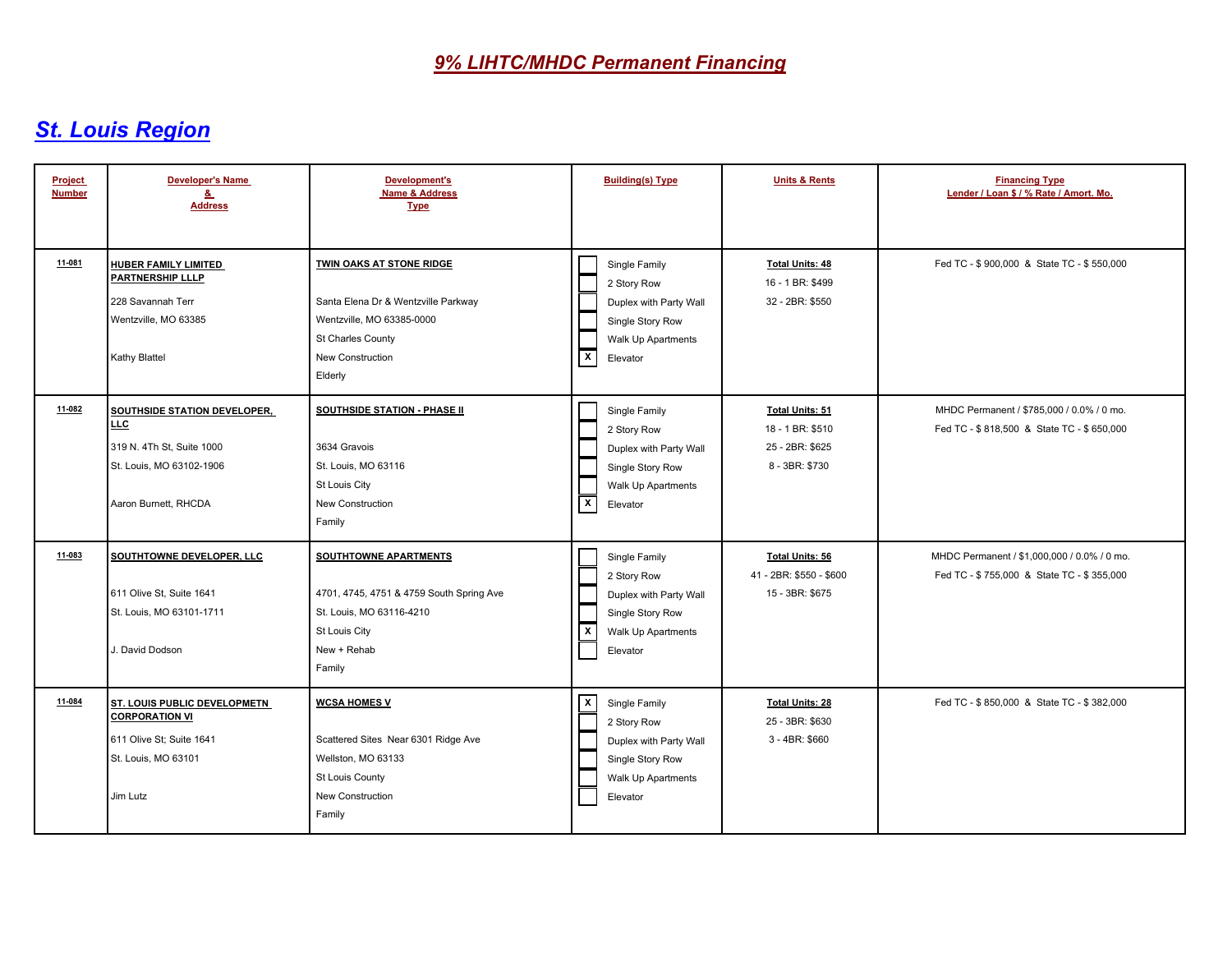# 9% LIHTC/MHDC Permanent Financing

## St. Louis Region

| Project Number | Developer's Name & Address | Development's Name & Address Type | Building(s) Type | Units & Rents | Financing Type Lender / Loan $ / % Rate / Amort. Mo. |
|---|---|---|---|---|---|
| 11-081 | **HUBER FAMILY LIMITED PARTNERSHIP LLLP**<br>228 Savannah Terr<br>Wentzville, MO 63385<br><br>Kathy Blattel | **TWIN OAKS AT STONE RIDGE**<br><br>Santa Elena Dr & Wentzville Parkway<br>Wentzville, MO 63385-0000<br>St Charles County<br>New Construction<br>Elderly | [ ] Single Family<br>[ ] 2 Story Row<br>[ ] Duplex with Party Wall<br>[ ] Single Story Row<br>[ ] Walk Up Apartments<br>[X] Elevator | **Total Units: 48**<br>16 - 1 BR: $499<br>32 - 2BR: $550 | Fed TC - $ 900,000 & State TC - $ 550,000 |
| 11-082 | **SOUTHSIDE STATION DEVELOPER, LLC**<br>319 N. 4Th St, Suite 1000<br>St. Louis, MO 63102-1906<br><br>Aaron Burnett, RHCDA | **SOUTHSIDE STATION - PHASE II**<br><br>3634 Gravois<br>St. Louis, MO 63116<br>St Louis City<br>New Construction<br>Family | [ ] Single Family<br>[ ] 2 Story Row<br>[ ] Duplex with Party Wall<br>[ ] Single Story Row<br>[ ] Walk Up Apartments<br>[X] Elevator | **Total Units: 51**<br>18 - 1 BR: $510<br>25 - 2BR: $625<br>8 - 3BR: $730 | MHDC Permanent / $785,000 / 0.0% / 0 mo.<br>Fed TC - $ 818,500 & State TC - $ 650,000 |
| 11-083 | **SOUTHTOWNE DEVELOPER, LLC**<br><br>611 Olive St, Suite 1641<br>St. Louis, MO 63101-1711<br><br>J. David Dodson | **SOUTHTOWNE APARTMENTS**<br><br>4701, 4745, 4751 & 4759 South Spring Ave<br>St. Louis, MO 63116-4210<br>St Louis City<br>New + Rehab<br>Family | [ ] Single Family<br>[ ] 2 Story Row<br>[ ] Duplex with Party Wall<br>[ ] Single Story Row<br>[X] Walk Up Apartments<br>[ ] Elevator | **Total Units: 56**<br>41 - 2BR: $550 - $600<br>15 - 3BR: $675 | MHDC Permanent / $1,000,000 / 0.0% / 0 mo.<br>Fed TC - $ 755,000 & State TC - $ 355,000 |
| 11-084 | **ST. LOUIS PUBLIC DEVELOPMETN CORPORATION VI**<br>611 Olive St; Suite 1641<br>St. Louis, MO 63101<br><br>Jim Lutz | **WCSA HOMES V**<br><br>Scattered Sites Near 6301 Ridge Ave<br>Wellston, MO 63133<br>St Louis County<br>New Construction<br>Family | [X] Single Family<br>[ ] 2 Story Row<br>[ ] Duplex with Party Wall<br>[ ] Single Story Row<br>[ ] Walk Up Apartments<br>[ ] Elevator | **Total Units: 28**<br>25 - 3BR: $630<br>3 - 4BR: $660 | Fed TC - $ 850,000 & State TC - $ 382,000 |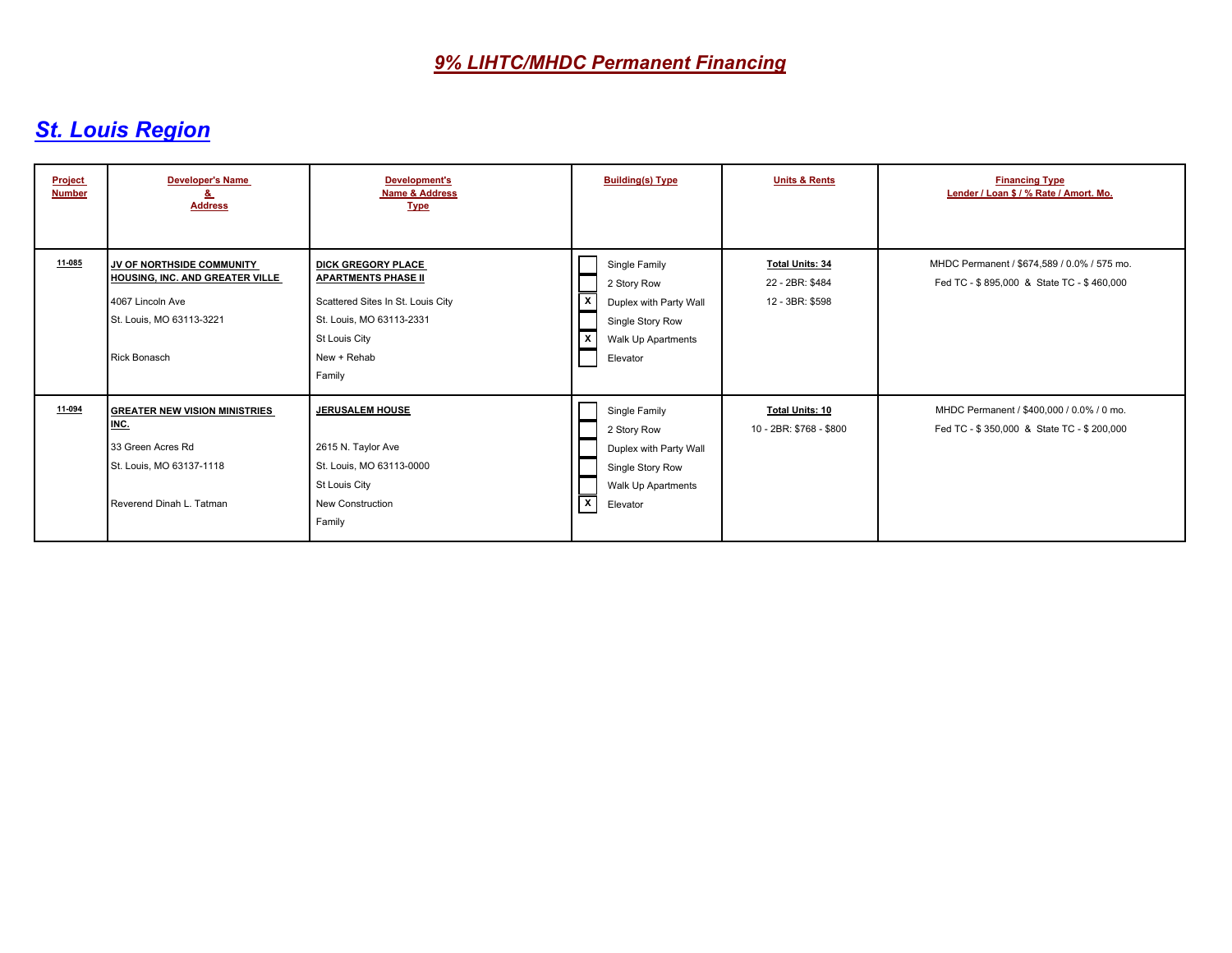# *9% LIHTC/MHDC Permanent Financing*

## *St. Louis Region*

| Project Number | Developer's Name & Address | Development's Name & Address Type | Building(s) Type | Units & Rents | Financing Type Lender / Loan $ / % Rate / Amort. Mo. |
|---|---|---|---|---|---|
| 11-085 | **JV OF NORTHSIDE COMMUNITY HOUSING, INC. AND GREATER VILLE**<br>4067 Lincoln Ave<br>St. Louis, MO 63113-3221<br><br>Rick Bonasch | **DICK GREGORY PLACE APARTMENTS PHASE II**<br>Scattered Sites In St. Louis City<br>St. Louis, MO 63113-2331<br>St Louis City<br>New + Rehab<br>Family | [ ] Single Family<br>[ ] 2 Story Row<br>[X] Duplex with Party Wall<br>[ ] Single Story Row<br>[X] Walk Up Apartments<br>[ ] Elevator | **Total Units: 34**<br>22 - 2BR: $484<br>12 - 3BR: $598 | MHDC Permanent / $674,589 / 0.0% / 575 mo.<br>Fed TC - $ 895,000 & State TC - $ 460,000 |
| 11-094 | **GREATER NEW VISION MINISTRIES INC.**<br>33 Green Acres Rd<br>St. Louis, MO 63137-1118<br><br>Reverend Dinah L. Tatman | **JERUSALEM HOUSE**<br><br>2615 N. Taylor Ave<br>St. Louis, MO 63113-0000<br>St Louis City<br>New Construction<br>Family | [ ] Single Family<br>[ ] 2 Story Row<br>[ ] Duplex with Party Wall<br>[ ] Single Story Row<br>[ ] Walk Up Apartments<br>[X] Elevator | **Total Units: 10**<br>10 - 2BR: $768 - $800 | MHDC Permanent / $400,000 / 0.0% / 0 mo.<br>Fed TC - $ 350,000 & State TC - $ 200,000 |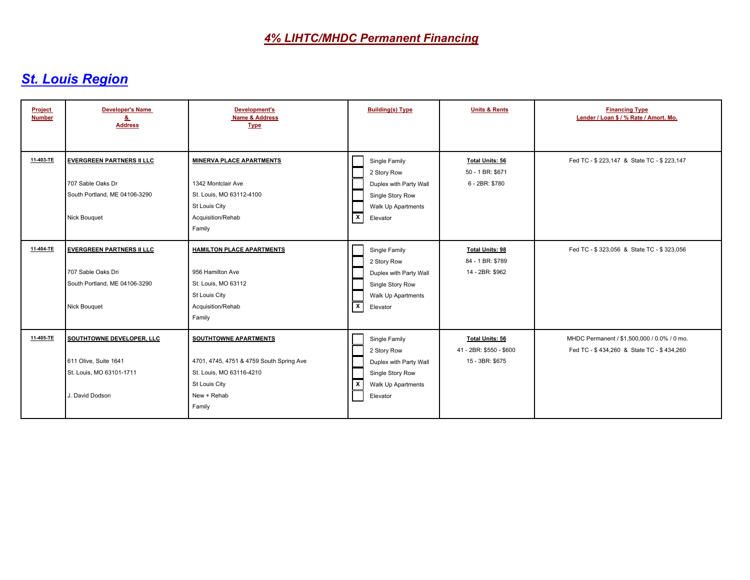# *4% LIHTC/MHDC Permanent Financing*

## *St. Louis Region*

| Project Number | Developer's Name & Address | Development's Name & Address Type | Building(s) Type | Units & Rents | Financing Type Lender / Loan $ / % Rate / Amort. Mo. |
|---|---|---|---|---|---|
| 11-403-TE | **EVERGREEN PARTNERS II LLC**<br><br>707 Sable Oaks Dr<br>South Portland, ME 04106-3290<br><br>Nick Bouquet | **MINERVA PLACE APARTMENTS**<br><br>1342 Montclair Ave<br>St. Louis, MO 63112-4100<br>St Louis City<br>Acquisition/Rehab<br>Family | [ ] Single Family<br>[ ] 2 Story Row<br>[ ] Duplex with Party Wall<br>[ ] Single Story Row<br>[ ] Walk Up Apartments<br>[X] Elevator | **Total Units: 56**<br>50 - 1 BR: $671<br>6 - 2BR: $780 | Fed TC - $ 223,147 & State TC - $ 223,147 |
| 11-404-TE | **EVERGREEN PARTNERS II LLC**<br><br>707 Sable Oaks Dri<br>South Portland, ME 04106-3290<br><br>Nick Bouquet | **HAMILTON PLACE APARTMENTS**<br><br>956 Hamilton Ave<br>St. Louis, MO 63112<br>St Louis City<br>Acquisition/Rehab<br>Family | [ ] Single Family<br>[ ] 2 Story Row<br>[ ] Duplex with Party Wall<br>[ ] Single Story Row<br>[ ] Walk Up Apartments<br>[X] Elevator | **Total Units: 98**<br>84 - 1 BR: $789<br>14 - 2BR: $962 | Fed TC - $ 323,056 & State TC - $ 323,056 |
| 11-405-TE | **SOUTHTOWNE DEVELOPER, LLC**<br><br>611 Olive, Suite 1641<br>St. Louis, MO 63101-1711<br><br>J. David Dodson | **SOUTHTOWNE APARTMENTS**<br><br>4701, 4745, 4751 & 4759 South Spring Ave<br>St. Louis, MO 63116-4210<br>St Louis City<br>New + Rehab<br>Family | [ ] Single Family<br>[ ] 2 Story Row<br>[ ] Duplex with Party Wall<br>[ ] Single Story Row<br>[X] Walk Up Apartments<br>[ ] Elevator | **Total Units: 56**<br>41 - 2BR: $550 - $600<br>15 - 3BR: $675 | MHDC Permanent / $1,500,000 / 0.0% / 0 mo.<br>Fed TC - $ 434,260 & State TC - $ 434,260 |